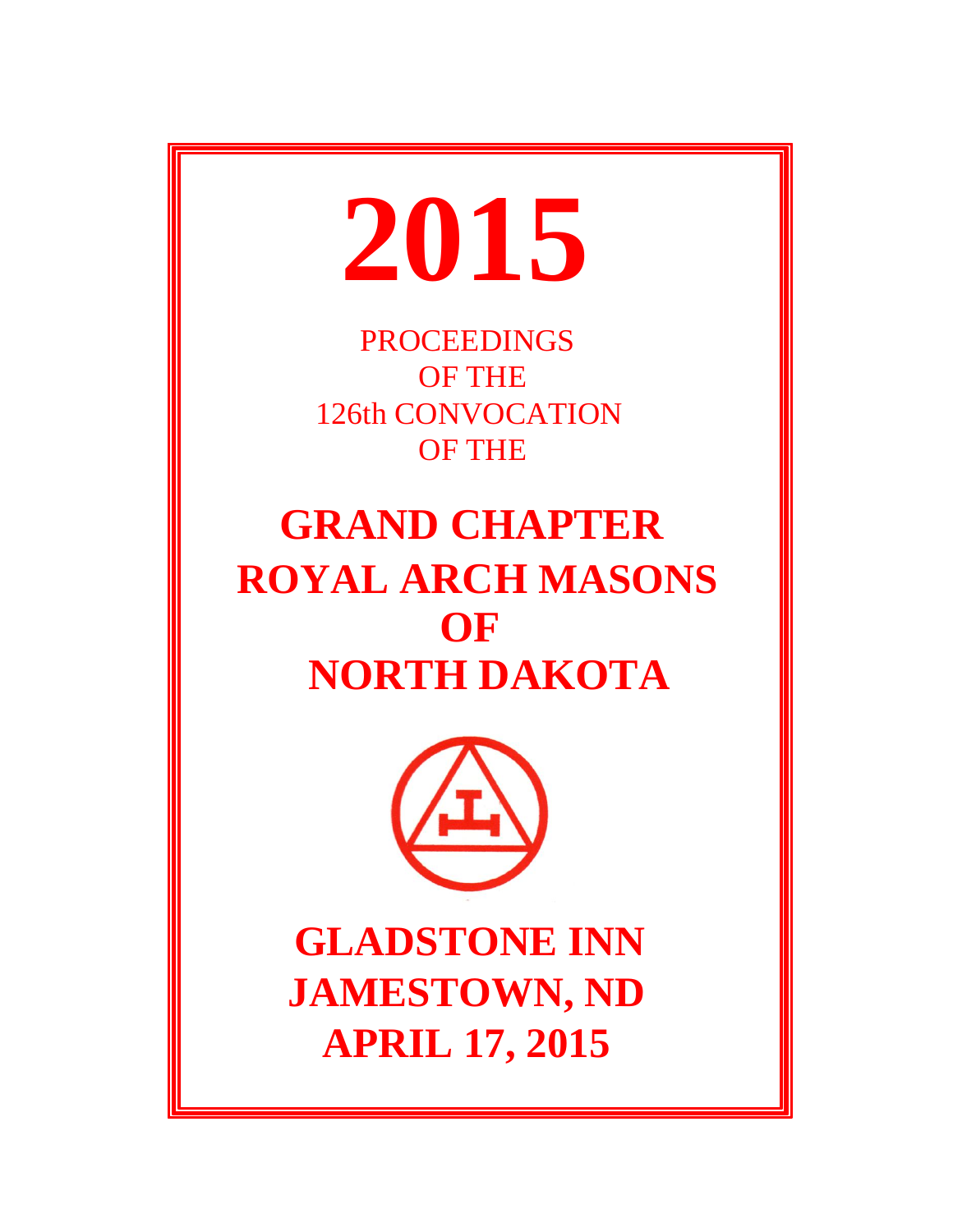# 2015

PROCEEDINGS
OF THE
126th CONVOCATION
OF THE

# GRAND CHAPTER ROYAL ARCH MASONS OF NORTH DAKOTA

## GLADSTONE INN
## JAMESTOWN, ND
## APRIL 17, 2015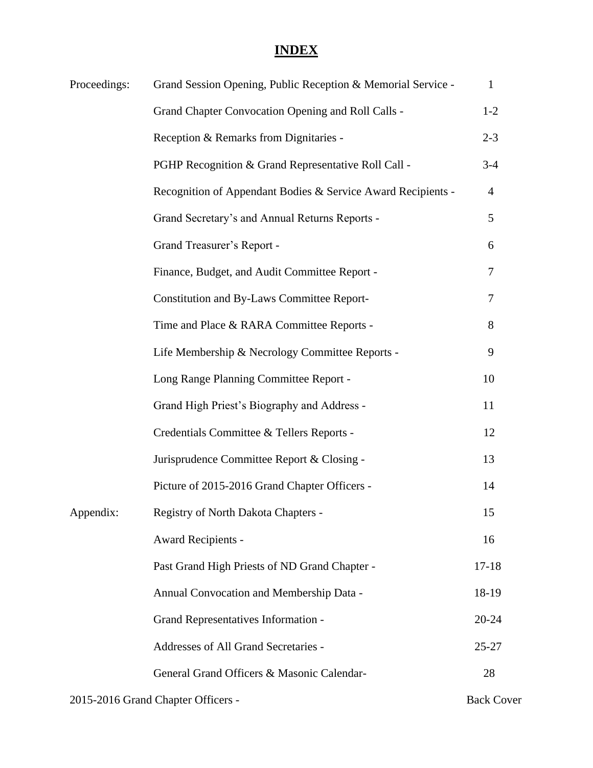# INDEX

| | | |
|---|---|---|
| Proceedings: | Grand Session Opening, Public Reception & Memorial Service - | 1 |
| | Grand Chapter Convocation Opening and Roll Calls - | 1-2 |
| | Reception & Remarks from Dignitaries - | 2-3 |
| | PGHP Recognition & Grand Representative Roll Call - | 3-4 |
| | Recognition of Appendant Bodies & Service Award Recipients - | 4 |
| | Grand Secretary's and Annual Returns Reports - | 5 |
| | Grand Treasurer's Report - | 6 |
| | Finance, Budget, and Audit Committee Report - | 7 |
| | Constitution and By-Laws Committee Report- | 7 |
| | Time and Place & RARA Committee Reports - | 8 |
| | Life Membership & Necrology Committee Reports - | 9 |
| | Long Range Planning Committee Report - | 10 |
| | Grand High Priest's Biography and Address - | 11 |
| | Credentials Committee & Tellers Reports - | 12 |
| | Jurisprudence Committee Report & Closing - | 13 |
| | Picture of 2015-2016 Grand Chapter Officers - | 14 |
| Appendix: | Registry of North Dakota Chapters - | 15 |
| | Award Recipients - | 16 |
| | Past Grand High Priests of ND Grand Chapter - | 17-18 |
| | Annual Convocation and Membership Data - | 18-19 |
| | Grand Representatives Information - | 20-24 |
| | Addresses of All Grand Secretaries - | 25-27 |
| | General Grand Officers & Masonic Calendar- | 28 |
| 2015-2016 Grand Chapter Officers - | | Back Cover |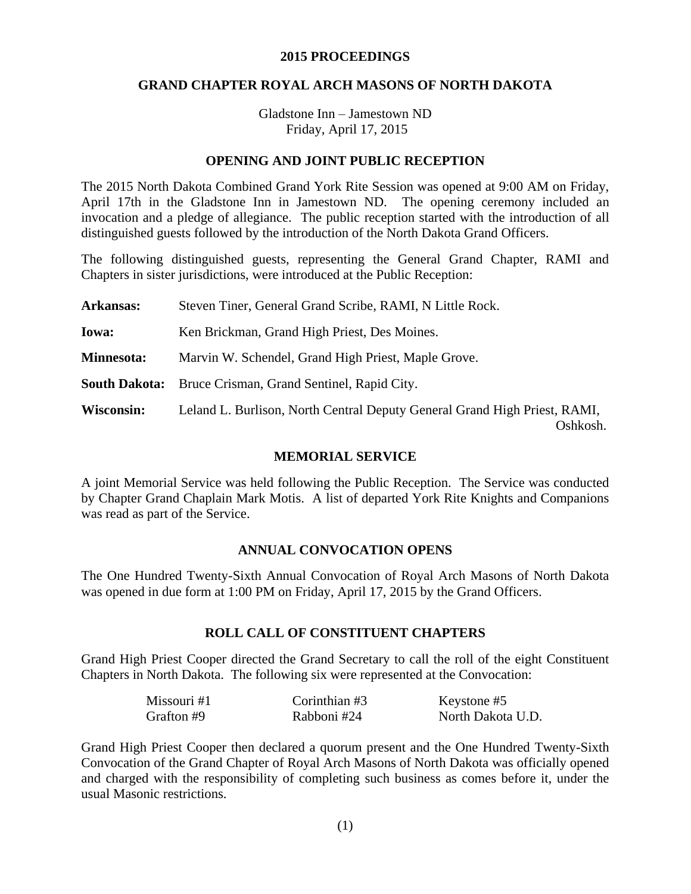# 2015 PROCEEDINGS

## GRAND CHAPTER ROYAL ARCH MASONS OF NORTH DAKOTA

Gladstone Inn – Jamestown ND
Friday, April 17, 2015

### OPENING AND JOINT PUBLIC RECEPTION

The 2015 North Dakota Combined Grand York Rite Session was opened at 9:00 AM on Friday, April 17th in the Gladstone Inn in Jamestown ND. The opening ceremony included an invocation and a pledge of allegiance. The public reception started with the introduction of all distinguished guests followed by the introduction of the North Dakota Grand Officers.

The following distinguished guests, representing the General Grand Chapter, RAMI and Chapters in sister jurisdictions, were introduced at the Public Reception:

**Arkansas:** Steven Tiner, General Grand Scribe, RAMI, N Little Rock.

**Iowa:** Ken Brickman, Grand High Priest, Des Moines.

**Minnesota:** Marvin W. Schendel, Grand High Priest, Maple Grove.

**South Dakota:** Bruce Crisman, Grand Sentinel, Rapid City.

**Wisconsin:** Leland L. Burlison, North Central Deputy General Grand High Priest, RAMI, Oshkosh.

### MEMORIAL SERVICE

A joint Memorial Service was held following the Public Reception. The Service was conducted by Chapter Grand Chaplain Mark Motis. A list of departed York Rite Knights and Companions was read as part of the Service.

### ANNUAL CONVOCATION OPENS

The One Hundred Twenty-Sixth Annual Convocation of Royal Arch Masons of North Dakota was opened in due form at 1:00 PM on Friday, April 17, 2015 by the Grand Officers.

### ROLL CALL OF CONSTITUENT CHAPTERS

Grand High Priest Cooper directed the Grand Secretary to call the roll of the eight Constituent Chapters in North Dakota. The following six were represented at the Convocation:

| | | |
|---|---|---|
| Missouri #1 | Corinthian #3 | Keystone #5 |
| Grafton #9 | Rabboni #24 | North Dakota U.D. |

Grand High Priest Cooper then declared a quorum present and the One Hundred Twenty-Sixth Convocation of the Grand Chapter of Royal Arch Masons of North Dakota was officially opened and charged with the responsibility of completing such business as comes before it, under the usual Masonic restrictions.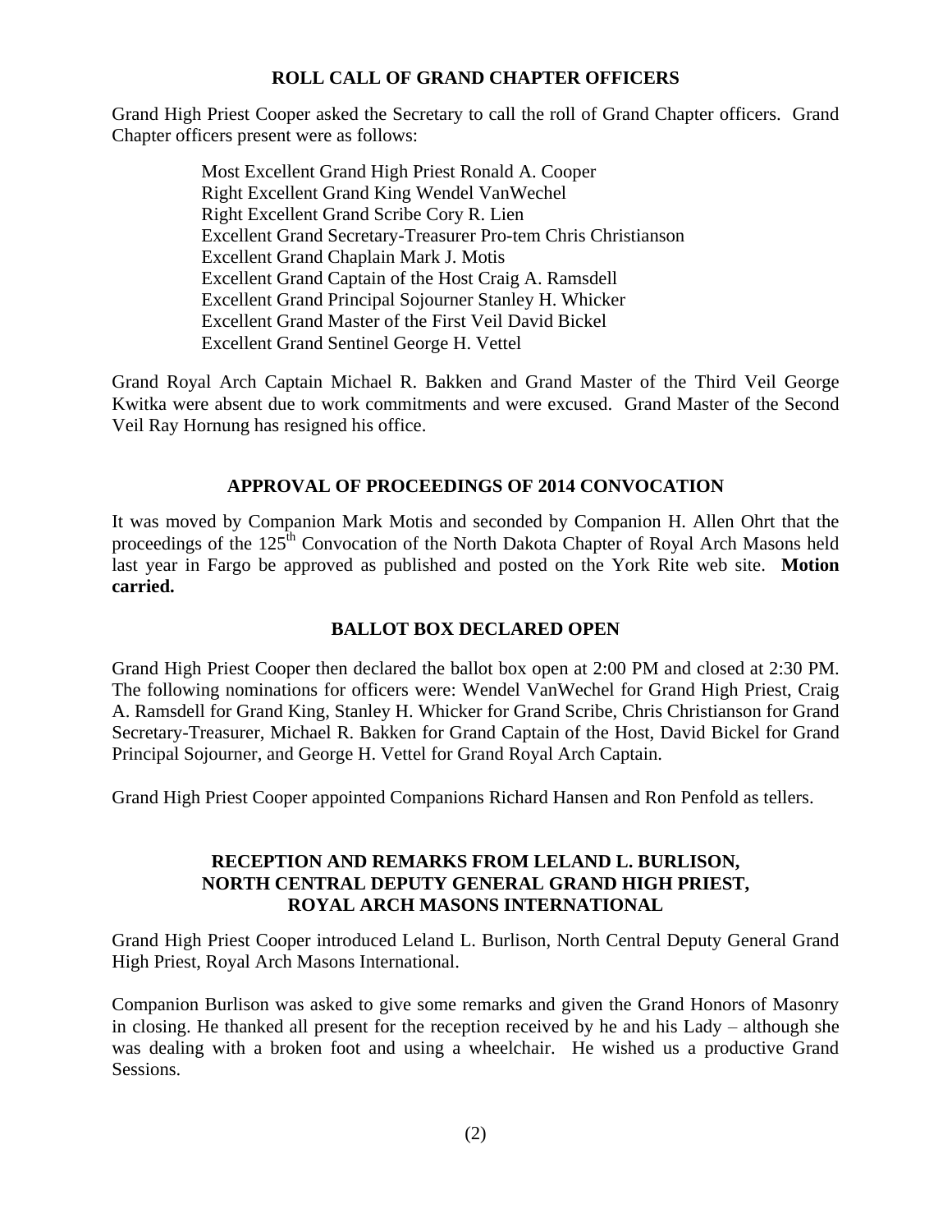## ROLL CALL OF GRAND CHAPTER OFFICERS

Grand High Priest Cooper asked the Secretary to call the roll of Grand Chapter officers. Grand Chapter officers present were as follows:

Most Excellent Grand High Priest Ronald A. Cooper
Right Excellent Grand King Wendel VanWechel
Right Excellent Grand Scribe Cory R. Lien
Excellent Grand Secretary-Treasurer Pro-tem Chris Christianson
Excellent Grand Chaplain Mark J. Motis
Excellent Grand Captain of the Host Craig A. Ramsdell
Excellent Grand Principal Sojourner Stanley H. Whicker
Excellent Grand Master of the First Veil David Bickel
Excellent Grand Sentinel George H. Vettel

Grand Royal Arch Captain Michael R. Bakken and Grand Master of the Third Veil George Kwitka were absent due to work commitments and were excused. Grand Master of the Second Veil Ray Hornung has resigned his office.

## APPROVAL OF PROCEEDINGS OF 2014 CONVOCATION

It was moved by Companion Mark Motis and seconded by Companion H. Allen Ohrt that the proceedings of the 125th Convocation of the North Dakota Chapter of Royal Arch Masons held last year in Fargo be approved as published and posted on the York Rite web site. **Motion carried.**

## BALLOT BOX DECLARED OPEN

Grand High Priest Cooper then declared the ballot box open at 2:00 PM and closed at 2:30 PM. The following nominations for officers were: Wendel VanWechel for Grand High Priest, Craig A. Ramsdell for Grand King, Stanley H. Whicker for Grand Scribe, Chris Christianson for Grand Secretary-Treasurer, Michael R. Bakken for Grand Captain of the Host, David Bickel for Grand Principal Sojourner, and George H. Vettel for Grand Royal Arch Captain.

Grand High Priest Cooper appointed Companions Richard Hansen and Ron Penfold as tellers.

## RECEPTION AND REMARKS FROM LELAND L. BURLISON, NORTH CENTRAL DEPUTY GENERAL GRAND HIGH PRIEST, ROYAL ARCH MASONS INTERNATIONAL

Grand High Priest Cooper introduced Leland L. Burlison, North Central Deputy General Grand High Priest, Royal Arch Masons International.

Companion Burlison was asked to give some remarks and given the Grand Honors of Masonry in closing. He thanked all present for the reception received by he and his Lady – although she was dealing with a broken foot and using a wheelchair. He wished us a productive Grand Sessions.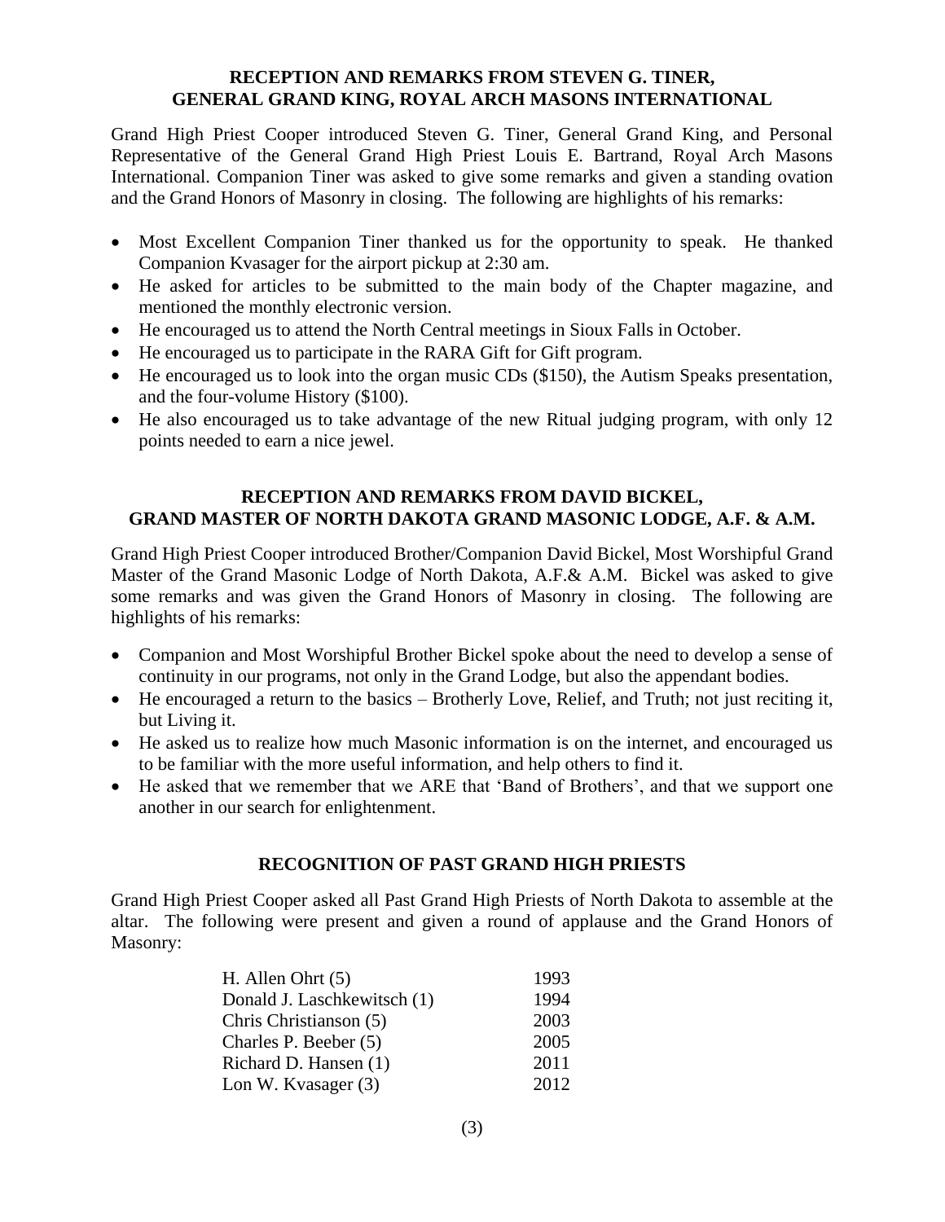## RECEPTION AND REMARKS FROM STEVEN G. TINER, GENERAL GRAND KING, ROYAL ARCH MASONS INTERNATIONAL

Grand High Priest Cooper introduced Steven G. Tiner, General Grand King, and Personal Representative of the General Grand High Priest Louis E. Bartrand, Royal Arch Masons International. Companion Tiner was asked to give some remarks and given a standing ovation and the Grand Honors of Masonry in closing. The following are highlights of his remarks:

- Most Excellent Companion Tiner thanked us for the opportunity to speak. He thanked Companion Kvasager for the airport pickup at 2:30 am.
- He asked for articles to be submitted to the main body of the Chapter magazine, and mentioned the monthly electronic version.
- He encouraged us to attend the North Central meetings in Sioux Falls in October.
- He encouraged us to participate in the RARA Gift for Gift program.
- He encouraged us to look into the organ music CDs ($150), the Autism Speaks presentation, and the four-volume History ($100).
- He also encouraged us to take advantage of the new Ritual judging program, with only 12 points needed to earn a nice jewel.

## RECEPTION AND REMARKS FROM DAVID BICKEL, GRAND MASTER OF NORTH DAKOTA GRAND MASONIC LODGE, A.F. & A.M.

Grand High Priest Cooper introduced Brother/Companion David Bickel, Most Worshipful Grand Master of the Grand Masonic Lodge of North Dakota, A.F.& A.M. Bickel was asked to give some remarks and was given the Grand Honors of Masonry in closing. The following are highlights of his remarks:

- Companion and Most Worshipful Brother Bickel spoke about the need to develop a sense of continuity in our programs, not only in the Grand Lodge, but also the appendant bodies.
- He encouraged a return to the basics – Brotherly Love, Relief, and Truth; not just reciting it, but Living it.
- He asked us to realize how much Masonic information is on the internet, and encouraged us to be familiar with the more useful information, and help others to find it.
- He asked that we remember that we ARE that 'Band of Brothers', and that we support one another in our search for enlightenment.

## RECOGNITION OF PAST GRAND HIGH PRIESTS

Grand High Priest Cooper asked all Past Grand High Priests of North Dakota to assemble at the altar. The following were present and given a round of applause and the Grand Honors of Masonry:

| | |
|---|---|
| H. Allen Ohrt (5) | 1993 |
| Donald J. Laschkewitsch (1) | 1994 |
| Chris Christianson (5) | 2003 |
| Charles P. Beeber (5) | 2005 |
| Richard D. Hansen (1) | 2011 |
| Lon W. Kvasager (3) | 2012 |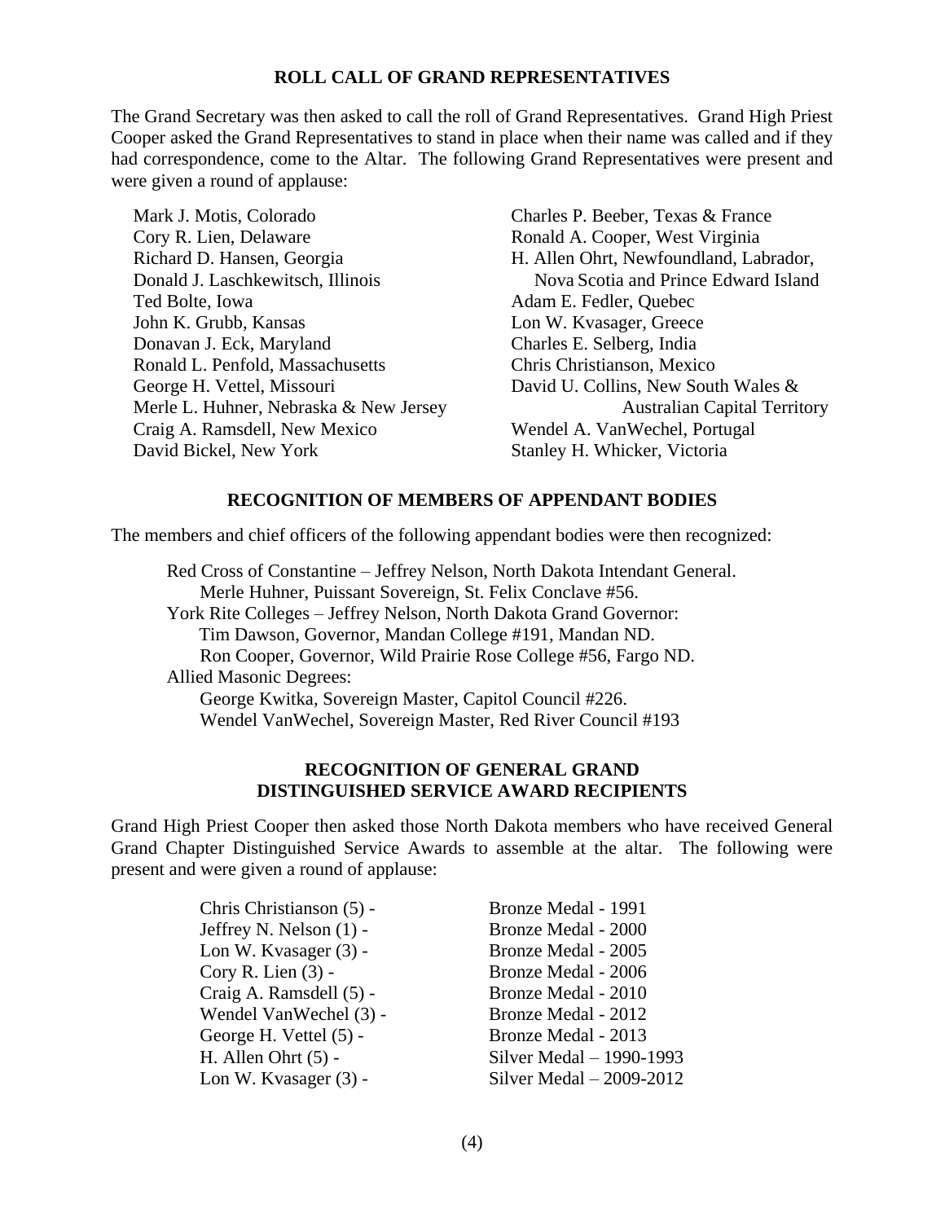## ROLL CALL OF GRAND REPRESENTATIVES

The Grand Secretary was then asked to call the roll of Grand Representatives. Grand High Priest Cooper asked the Grand Representatives to stand in place when their name was called and if they had correspondence, come to the Altar. The following Grand Representatives were present and were given a round of applause:

Mark J. Motis, Colorado
Cory R. Lien, Delaware
Richard D. Hansen, Georgia
Donald J. Laschkewitsch, Illinois
Ted Bolte, Iowa
John K. Grubb, Kansas
Donavan J. Eck, Maryland
Ronald L. Penfold, Massachusetts
George H. Vettel, Missouri
Merle L. Huhner, Nebraska & New Jersey
Craig A. Ramsdell, New Mexico
David Bickel, New York
Charles P. Beeber, Texas & France
Ronald A. Cooper, West Virginia
H. Allen Ohrt, Newfoundland, Labrador, Nova Scotia and Prince Edward Island
Adam E. Fedler, Quebec
Lon W. Kvasager, Greece
Charles E. Selberg, India
Chris Christianson, Mexico
David U. Collins, New South Wales & Australian Capital Territory
Wendel A. VanWechel, Portugal
Stanley H. Whicker, Victoria

## RECOGNITION OF MEMBERS OF APPENDANT BODIES

The members and chief officers of the following appendant bodies were then recognized:

Red Cross of Constantine – Jeffrey Nelson, North Dakota Intendant General.
Merle Huhner, Puissant Sovereign, St. Felix Conclave #56.
York Rite Colleges – Jeffrey Nelson, North Dakota Grand Governor:
Tim Dawson, Governor, Mandan College #191, Mandan ND.
Ron Cooper, Governor, Wild Prairie Rose College #56, Fargo ND.
Allied Masonic Degrees:
George Kwitka, Sovereign Master, Capitol Council #226.
Wendel VanWechel, Sovereign Master, Red River Council #193

## RECOGNITION OF GENERAL GRAND DISTINGUISHED SERVICE AWARD RECIPIENTS

Grand High Priest Cooper then asked those North Dakota members who have received General Grand Chapter Distinguished Service Awards to assemble at the altar. The following were present and were given a round of applause:

Chris Christianson (5) - Bronze Medal - 1991
Jeffrey N. Nelson (1) - Bronze Medal - 2000
Lon W. Kvasager (3) - Bronze Medal - 2005
Cory R. Lien (3) - Bronze Medal - 2006
Craig A. Ramsdell (5) - Bronze Medal - 2010
Wendel VanWechel (3) - Bronze Medal - 2012
George H. Vettel (5) - Bronze Medal - 2013
H. Allen Ohrt (5) - Silver Medal – 1990-1993
Lon W. Kvasager (3) - Silver Medal – 2009-2012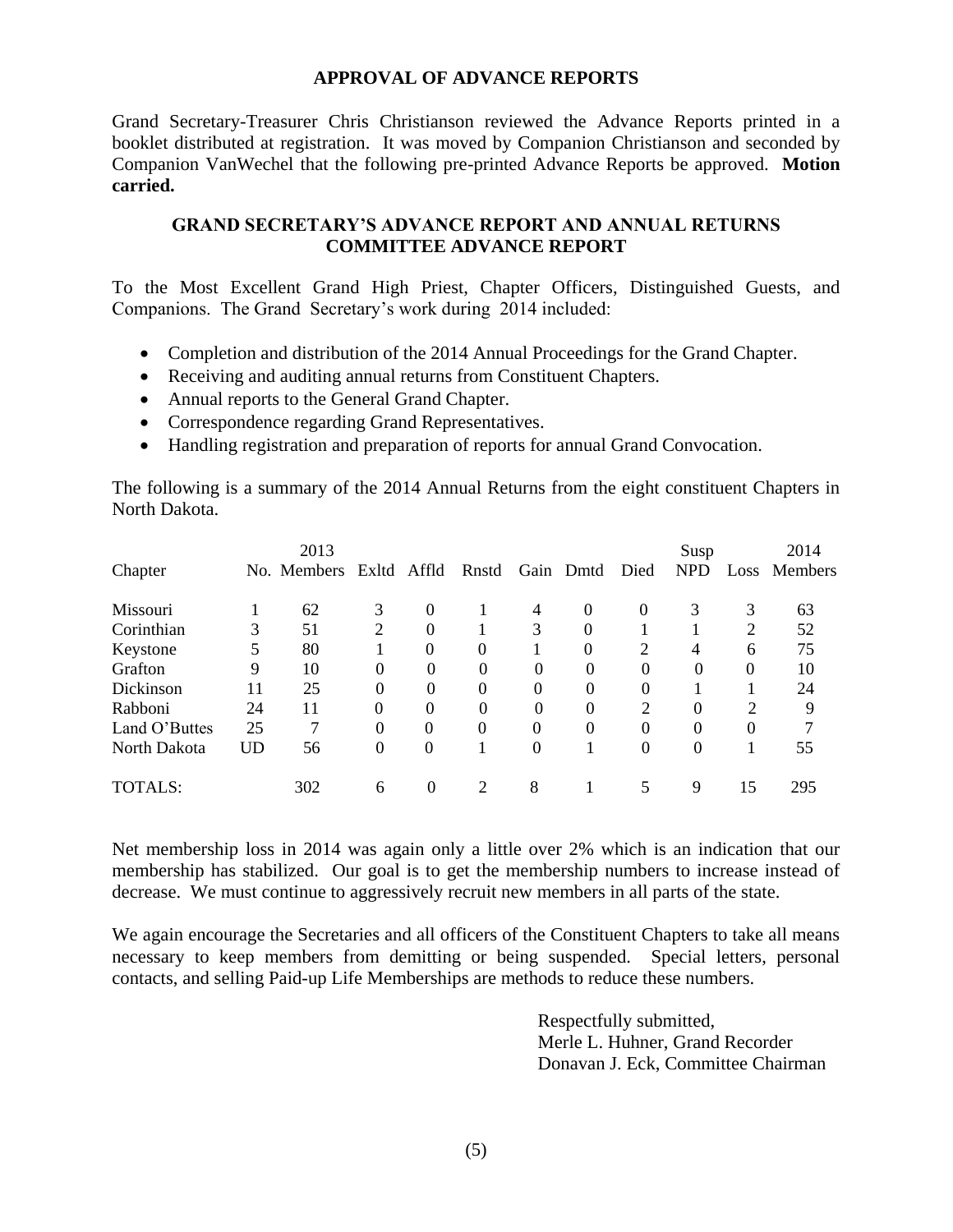## APPROVAL OF ADVANCE REPORTS

Grand Secretary-Treasurer Chris Christianson reviewed the Advance Reports printed in a booklet distributed at registration. It was moved by Companion Christianson and seconded by Companion VanWechel that the following pre-printed Advance Reports be approved. **Motion carried.**

## GRAND SECRETARY'S ADVANCE REPORT AND ANNUAL RETURNS COMMITTEE ADVANCE REPORT

To the Most Excellent Grand High Priest, Chapter Officers, Distinguished Guests, and Companions. The Grand Secretary's work during 2014 included:

- Completion and distribution of the 2014 Annual Proceedings for the Grand Chapter.
- Receiving and auditing annual returns from Constituent Chapters.
- Annual reports to the General Grand Chapter.
- Correspondence regarding Grand Representatives.
- Handling registration and preparation of reports for annual Grand Convocation.

The following is a summary of the 2014 Annual Returns from the eight constituent Chapters in North Dakota.

| Chapter | No. | 2013 Members | Exltd | Affld | Rnstd | Gain | Dmtd | Died | Susp NPD | Loss | 2014 Members |
|---|---|---|---|---|---|---|---|---|---|---|---|
| Missouri | 1 | 62 | 3 | 0 | 1 | 4 | 0 | 0 | 3 | 3 | 63 |
| Corinthian | 3 | 51 | 2 | 0 | 1 | 3 | 0 | 1 | 1 | 2 | 52 |
| Keystone | 5 | 80 | 1 | 0 | 0 | 1 | 0 | 2 | 4 | 6 | 75 |
| Grafton | 9 | 10 | 0 | 0 | 0 | 0 | 0 | 0 | 0 | 0 | 10 |
| Dickinson | 11 | 25 | 0 | 0 | 0 | 0 | 0 | 0 | 1 | 1 | 24 |
| Rabboni | 24 | 11 | 0 | 0 | 0 | 0 | 0 | 2 | 0 | 2 | 9 |
| Land O'Buttes | 25 | 7 | 0 | 0 | 0 | 0 | 0 | 0 | 0 | 0 | 7 |
| North Dakota | UD | 56 | 0 | 0 | 1 | 0 | 1 | 0 | 0 | 1 | 55 |
| TOTALS: | | 302 | 6 | 0 | 2 | 8 | 1 | 5 | 9 | 15 | 295 |

Net membership loss in 2014 was again only a little over 2% which is an indication that our membership has stabilized. Our goal is to get the membership numbers to increase instead of decrease. We must continue to aggressively recruit new members in all parts of the state.

We again encourage the Secretaries and all officers of the Constituent Chapters to take all means necessary to keep members from demitting or being suspended. Special letters, personal contacts, and selling Paid-up Life Memberships are methods to reduce these numbers.

Respectfully submitted,
Merle L. Huhner, Grand Recorder
Donavan J. Eck, Committee Chairman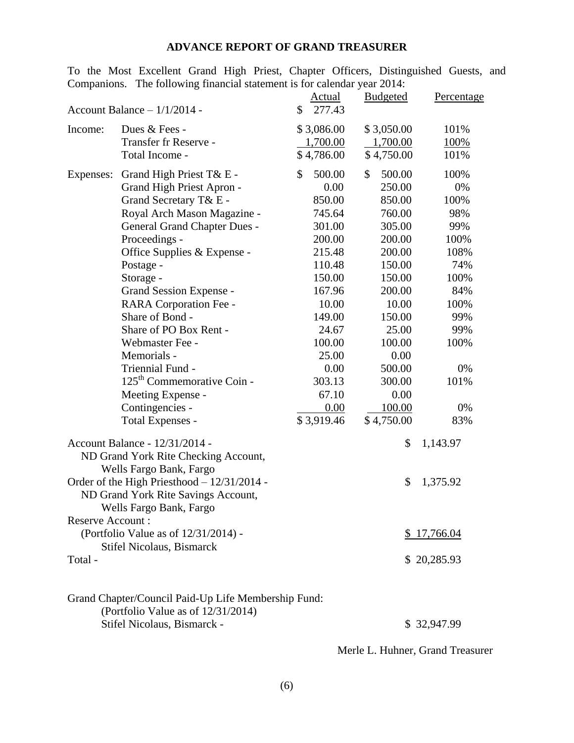# ADVANCE REPORT OF GRAND TREASURER

To the Most Excellent Grand High Priest, Chapter Officers, Distinguished Guests, and Companions. The following financial statement is for calendar year 2014:

| | | Actual | Budgeted | Percentage |
|---|---|---|---|---|
| Account Balance – 1/1/2014 - | | $ 277.43 | | |
| Income: | Dues & Fees - | $ 3,086.00 | $ 3,050.00 | 101% |
| | Transfer fr Reserve - | 1,700.00 | 1,700.00 | 100% |
| | Total Income - | $ 4,786.00 | $ 4,750.00 | 101% |
| Expenses: | Grand High Priest T& E - | $ 500.00 | $ 500.00 | 100% |
| | Grand High Priest Apron - | 0.00 | 250.00 | 0% |
| | Grand Secretary T& E - | 850.00 | 850.00 | 100% |
| | Royal Arch Mason Magazine - | 745.64 | 760.00 | 98% |
| | General Grand Chapter Dues - | 301.00 | 305.00 | 99% |
| | Proceedings - | 200.00 | 200.00 | 100% |
| | Office Supplies & Expense - | 215.48 | 200.00 | 108% |
| | Postage - | 110.48 | 150.00 | 74% |
| | Storage - | 150.00 | 150.00 | 100% |
| | Grand Session Expense - | 167.96 | 200.00 | 84% |
| | RARA Corporation Fee - | 10.00 | 10.00 | 100% |
| | Share of Bond - | 149.00 | 150.00 | 99% |
| | Share of PO Box Rent - | 24.67 | 25.00 | 99% |
| | Webmaster Fee - | 100.00 | 100.00 | 100% |
| | Memorials - | 25.00 | 0.00 | |
| | Triennial Fund - | 0.00 | 500.00 | 0% |
| | 125th Commemorative Coin - | 303.13 | 300.00 | 101% |
| | Meeting Expense - | 67.10 | 0.00 | |
| | Contingencies - | 0.00 | 100.00 | 0% |
| | Total Expenses - | $ 3,919.46 | $ 4,750.00 | 83% |

| | |
|---|---|
| Account Balance - 12/31/2014 - ND Grand York Rite Checking Account, Wells Fargo Bank, Fargo | $ 1,143.97 |
| Order of the High Priesthood – 12/31/2014 - ND Grand York Rite Savings Account, Wells Fargo Bank, Fargo | $ 1,375.92 |
| Reserve Account : (Portfolio Value as of 12/31/2014) - Stifel Nicolaus, Bismarck | $ 17,766.04 |
| Total - | $ 20,285.93 |

Grand Chapter/Council Paid-Up Life Membership Fund:
(Portfolio Value as of 12/31/2014)
Stifel Nicolaus, Bismarck - $ 32,947.99

Merle L. Huhner, Grand Treasurer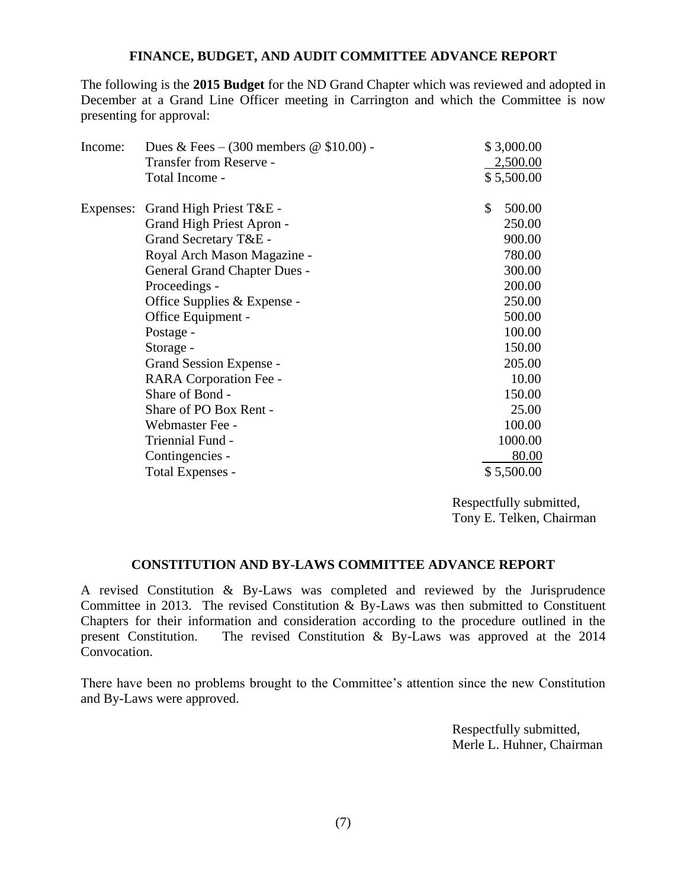## FINANCE, BUDGET, AND AUDIT COMMITTEE ADVANCE REPORT

The following is the **2015 Budget** for the ND Grand Chapter which was reviewed and adopted in December at a Grand Line Officer meeting in Carrington and which the Committee is now presenting for approval:

| | | |
|---|---|---|
| Income: | Dues & Fees – (300 members @ $10.00) - | $ 3,000.00 |
| | Transfer from Reserve - | 2,500.00 |
| | Total Income - | $ 5,500.00 |
| Expenses: | Grand High Priest T&E - | $ 500.00 |
| | Grand High Priest Apron - | 250.00 |
| | Grand Secretary T&E - | 900.00 |
| | Royal Arch Mason Magazine - | 780.00 |
| | General Grand Chapter Dues - | 300.00 |
| | Proceedings - | 200.00 |
| | Office Supplies & Expense - | 250.00 |
| | Office Equipment - | 500.00 |
| | Postage - | 100.00 |
| | Storage - | 150.00 |
| | Grand Session Expense - | 205.00 |
| | RARA Corporation Fee - | 10.00 |
| | Share of Bond - | 150.00 |
| | Share of PO Box Rent - | 25.00 |
| | Webmaster Fee - | 100.00 |
| | Triennial Fund - | 1000.00 |
| | Contingencies - | 80.00 |
| | Total Expenses - | $ 5,500.00 |

Respectfully submitted,
Tony E. Telken, Chairman

## CONSTITUTION AND BY-LAWS COMMITTEE ADVANCE REPORT

A revised Constitution & By-Laws was completed and reviewed by the Jurisprudence Committee in 2013. The revised Constitution & By-Laws was then submitted to Constituent Chapters for their information and consideration according to the procedure outlined in the present Constitution. The revised Constitution & By-Laws was approved at the 2014 Convocation.

There have been no problems brought to the Committee's attention since the new Constitution and By-Laws were approved.

Respectfully submitted,
Merle L. Huhner, Chairman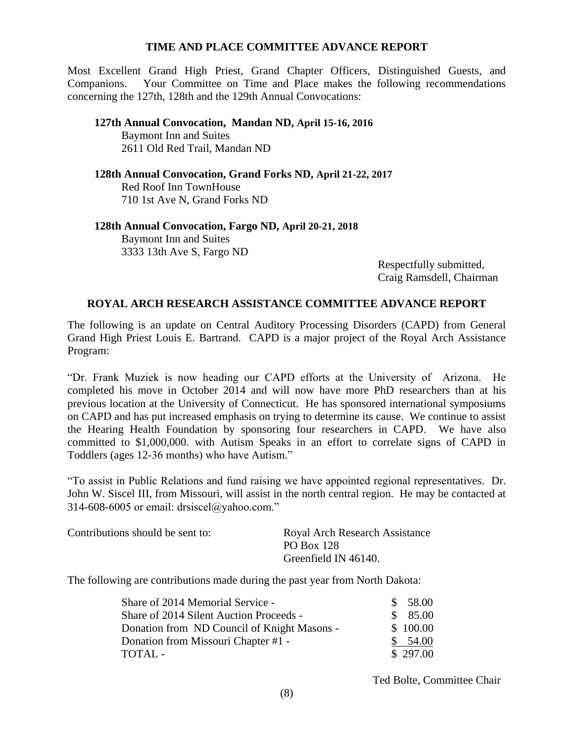## TIME AND PLACE COMMITTEE ADVANCE REPORT

Most Excellent Grand High Priest, Grand Chapter Officers, Distinguished Guests, and Companions. Your Committee on Time and Place makes the following recommendations concerning the 127th, 128th and the 129th Annual Convocations:

**127th Annual Convocation, Mandan ND, April 15-16, 2016**
Baymont Inn and Suites
2611 Old Red Trail, Mandan ND

**128th Annual Convocation, Grand Forks ND, April 21-22, 2017**
Red Roof Inn TownHouse
710 1st Ave N, Grand Forks ND

**128th Annual Convocation, Fargo ND, April 20-21, 2018**
Baymont Inn and Suites
3333 13th Ave S, Fargo ND

Respectfully submitted,
Craig Ramsdell, Chairman

## ROYAL ARCH RESEARCH ASSISTANCE COMMITTEE ADVANCE REPORT

The following is an update on Central Auditory Processing Disorders (CAPD) from General Grand High Priest Louis E. Bartrand. CAPD is a major project of the Royal Arch Assistance Program:

"Dr. Frank Muziek is now heading our CAPD efforts at the University of Arizona. He completed his move in October 2014 and will now have more PhD researchers than at his previous location at the University of Connecticut. He has sponsored international symposiums on CAPD and has put increased emphasis on trying to determine its cause. We continue to assist the Hearing Health Foundation by sponsoring four researchers in CAPD. We have also committed to $1,000,000. with Autism Speaks in an effort to correlate signs of CAPD in Toddlers (ages 12-36 months) who have Autism."

"To assist in Public Relations and fund raising we have appointed regional representatives. Dr. John W. Siscel III, from Missouri, will assist in the north central region. He may be contacted at 314-608-6005 or email: drsiscel@yahoo.com."

Contributions should be sent to:

Royal Arch Research Assistance
PO Box 128
Greenfield IN 46140.

The following are contributions made during the past year from North Dakota:

| | |
|---|---|
| Share of 2014 Memorial Service - | $ 58.00 |
| Share of 2014 Silent Auction Proceeds - | $ 85.00 |
| Donation from ND Council of Knight Masons - | $ 100.00 |
| Donation from Missouri Chapter #1 - | $ 54.00 |
| TOTAL - | $ 297.00 |

Ted Bolte, Committee Chair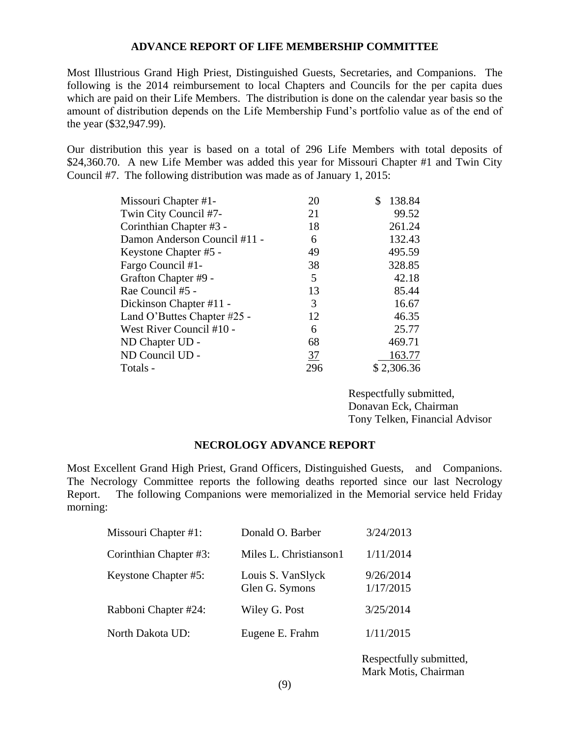## ADVANCE REPORT OF LIFE MEMBERSHIP COMMITTEE

Most Illustrious Grand High Priest, Distinguished Guests, Secretaries, and Companions. The following is the 2014 reimbursement to local Chapters and Councils for the per capita dues which are paid on their Life Members. The distribution is done on the calendar year basis so the amount of distribution depends on the Life Membership Fund's portfolio value as of the end of the year ($32,947.99).

Our distribution this year is based on a total of 296 Life Members with total deposits of $24,360.70. A new Life Member was added this year for Missouri Chapter #1 and Twin City Council #7. The following distribution was made as of January 1, 2015:

| | | |
|---|---|---|
| Missouri Chapter #1- | 20 | $ 138.84 |
| Twin City Council #7- | 21 | 99.52 |
| Corinthian Chapter #3 - | 18 | 261.24 |
| Damon Anderson Council #11 - | 6 | 132.43 |
| Keystone Chapter #5 - | 49 | 495.59 |
| Fargo Council #1- | 38 | 328.85 |
| Grafton Chapter #9 - | 5 | 42.18 |
| Rae Council #5 - | 13 | 85.44 |
| Dickinson Chapter #11 - | 3 | 16.67 |
| Land O'Buttes Chapter #25 - | 12 | 46.35 |
| West River Council #10 - | 6 | 25.77 |
| ND Chapter UD - | 68 | 469.71 |
| ND Council UD - | 37 | 163.77 |
| Totals - | 296 | $ 2,306.36 |

Respectfully submitted,
Donavan Eck, Chairman
Tony Telken, Financial Advisor

## NECROLOGY ADVANCE REPORT

Most Excellent Grand High Priest, Grand Officers, Distinguished Guests, and Companions. The Necrology Committee reports the following deaths reported since our last Necrology Report. The following Companions were memorialized in the Memorial service held Friday morning:

| | | |
|---|---|---|
| Missouri Chapter #1: | Donald O. Barber | 3/24/2013 |
| Corinthian Chapter #3: | Miles L. Christianson1 | 1/11/2014 |
| Keystone Chapter #5: | Louis S. VanSlyck | 9/26/2014 |
| | Glen G. Symons | 1/17/2015 |
| Rabboni Chapter #24: | Wiley G. Post | 3/25/2014 |
| North Dakota UD: | Eugene E. Frahm | 1/11/2015 |

Respectfully submitted,
Mark Motis, Chairman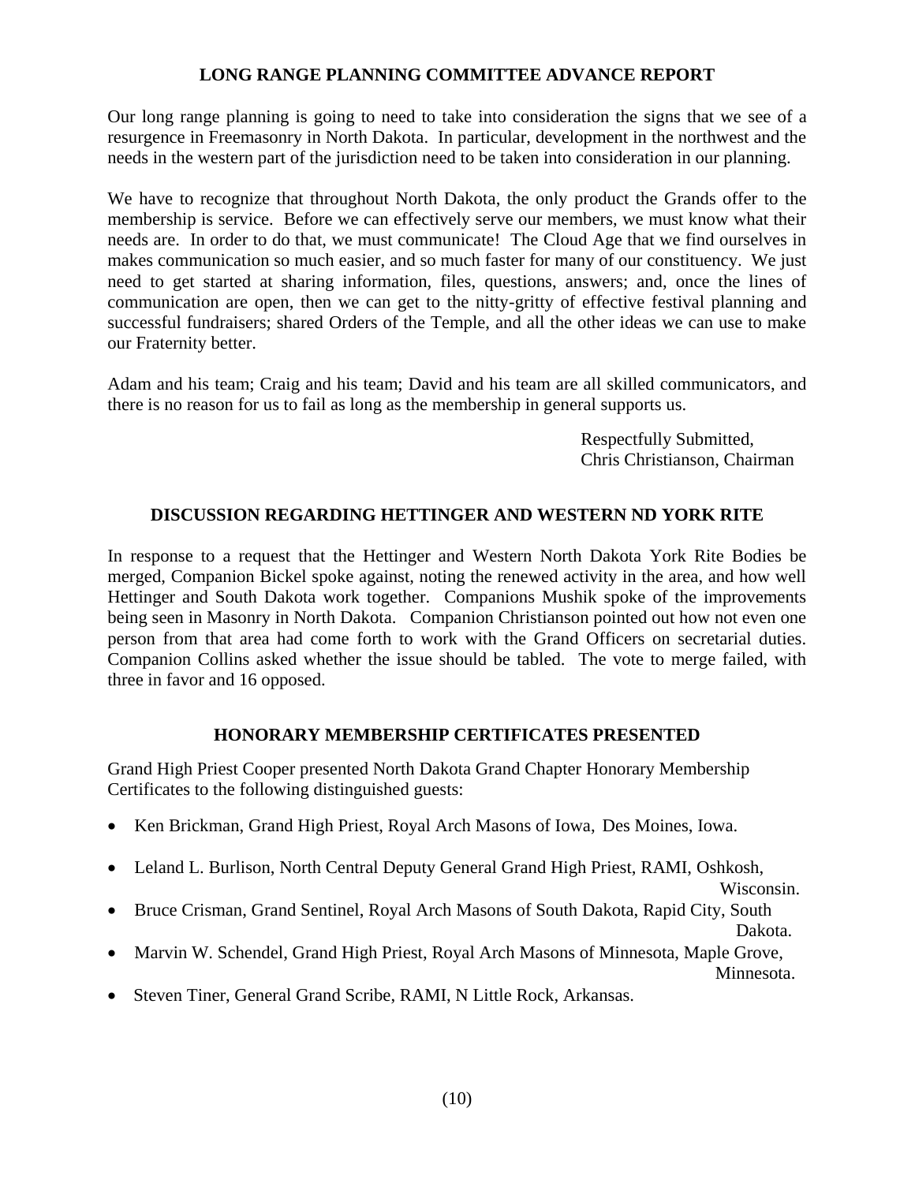## LONG RANGE PLANNING COMMITTEE ADVANCE REPORT

Our long range planning is going to need to take into consideration the signs that we see of a resurgence in Freemasonry in North Dakota. In particular, development in the northwest and the needs in the western part of the jurisdiction need to be taken into consideration in our planning.

We have to recognize that throughout North Dakota, the only product the Grands offer to the membership is service. Before we can effectively serve our members, we must know what their needs are. In order to do that, we must communicate! The Cloud Age that we find ourselves in makes communication so much easier, and so much faster for many of our constituency. We just need to get started at sharing information, files, questions, answers; and, once the lines of communication are open, then we can get to the nitty-gritty of effective festival planning and successful fundraisers; shared Orders of the Temple, and all the other ideas we can use to make our Fraternity better.

Adam and his team; Craig and his team; David and his team are all skilled communicators, and there is no reason for us to fail as long as the membership in general supports us.

Respectfully Submitted,
Chris Christianson, Chairman

## DISCUSSION REGARDING HETTINGER AND WESTERN ND YORK RITE

In response to a request that the Hettinger and Western North Dakota York Rite Bodies be merged, Companion Bickel spoke against, noting the renewed activity in the area, and how well Hettinger and South Dakota work together. Companions Mushik spoke of the improvements being seen in Masonry in North Dakota. Companion Christianson pointed out how not even one person from that area had come forth to work with the Grand Officers on secretarial duties. Companion Collins asked whether the issue should be tabled. The vote to merge failed, with three in favor and 16 opposed.

## HONORARY MEMBERSHIP CERTIFICATES PRESENTED

Grand High Priest Cooper presented North Dakota Grand Chapter Honorary Membership Certificates to the following distinguished guests:

- Ken Brickman, Grand High Priest, Royal Arch Masons of Iowa, Des Moines, Iowa.
- Leland L. Burlison, North Central Deputy General Grand High Priest, RAMI, Oshkosh, Wisconsin.
- Bruce Crisman, Grand Sentinel, Royal Arch Masons of South Dakota, Rapid City, South Dakota.
- Marvin W. Schendel, Grand High Priest, Royal Arch Masons of Minnesota, Maple Grove, Minnesota.
- Steven Tiner, General Grand Scribe, RAMI, N Little Rock, Arkansas.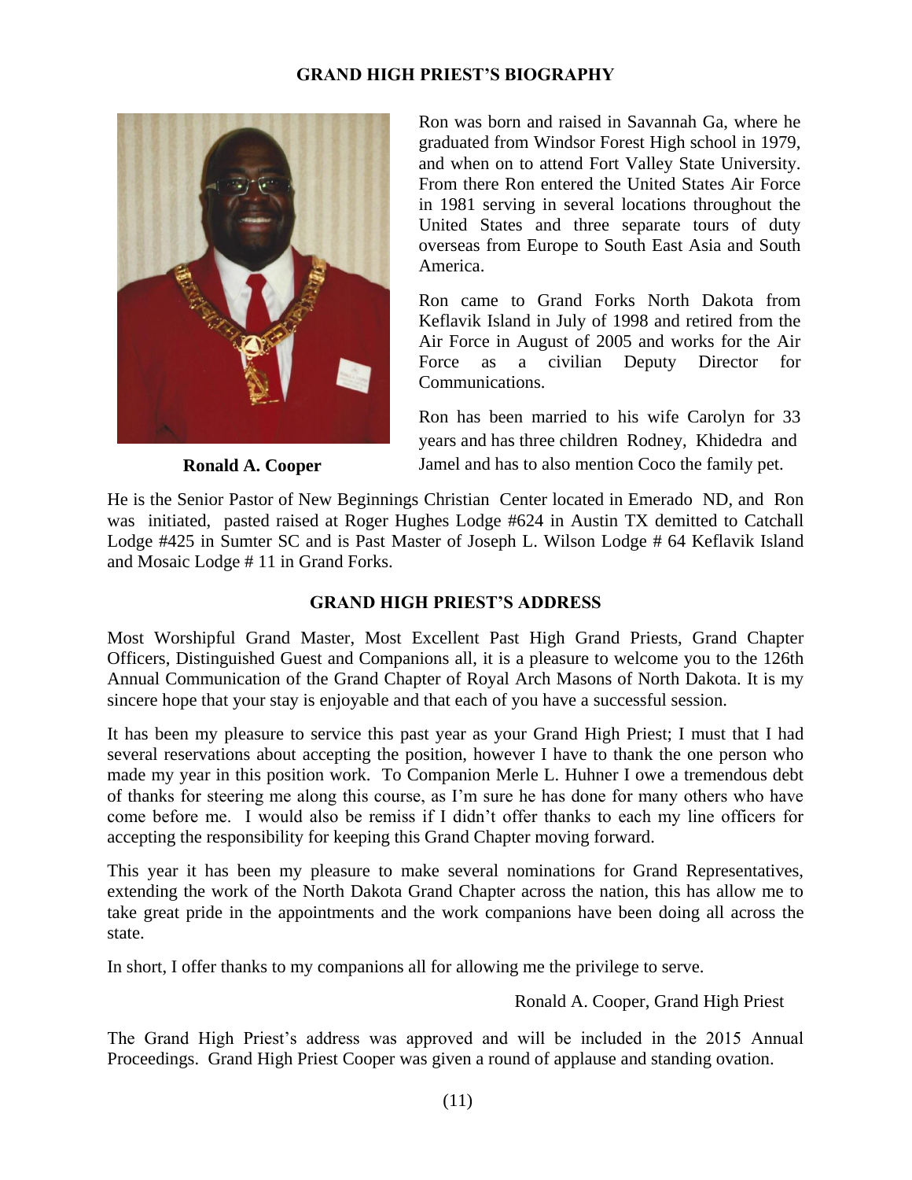## GRAND HIGH PRIEST'S BIOGRAPHY

**Ronald A. Cooper**

Ron was born and raised in Savannah Ga, where he graduated from Windsor Forest High school in 1979, and when on to attend Fort Valley State University. From there Ron entered the United States Air Force in 1981 serving in several locations throughout the United States and three separate tours of duty overseas from Europe to South East Asia and South America.

Ron came to Grand Forks North Dakota from Keflavik Island in July of 1998 and retired from the Air Force in August of 2005 and works for the Air Force as a civilian Deputy Director for Communications.

Ron has been married to his wife Carolyn for 33 years and has three children Rodney, Khidedra and Jamel and has to also mention Coco the family pet.

He is the Senior Pastor of New Beginnings Christian Center located in Emerado ND, and Ron was initiated, pasted raised at Roger Hughes Lodge #624 in Austin TX demitted to Catchall Lodge #425 in Sumter SC and is Past Master of Joseph L. Wilson Lodge # 64 Keflavik Island and Mosaic Lodge # 11 in Grand Forks.

## GRAND HIGH PRIEST'S ADDRESS

Most Worshipful Grand Master, Most Excellent Past High Grand Priests, Grand Chapter Officers, Distinguished Guest and Companions all, it is a pleasure to welcome you to the 126th Annual Communication of the Grand Chapter of Royal Arch Masons of North Dakota. It is my sincere hope that your stay is enjoyable and that each of you have a successful session.

It has been my pleasure to service this past year as your Grand High Priest; I must that I had several reservations about accepting the position, however I have to thank the one person who made my year in this position work. To Companion Merle L. Huhner I owe a tremendous debt of thanks for steering me along this course, as I'm sure he has done for many others who have come before me. I would also be remiss if I didn't offer thanks to each my line officers for accepting the responsibility for keeping this Grand Chapter moving forward.

This year it has been my pleasure to make several nominations for Grand Representatives, extending the work of the North Dakota Grand Chapter across the nation, this has allow me to take great pride in the appointments and the work companions have been doing all across the state.

In short, I offer thanks to my companions all for allowing me the privilege to serve.

Ronald A. Cooper, Grand High Priest

The Grand High Priest's address was approved and will be included in the 2015 Annual Proceedings. Grand High Priest Cooper was given a round of applause and standing ovation.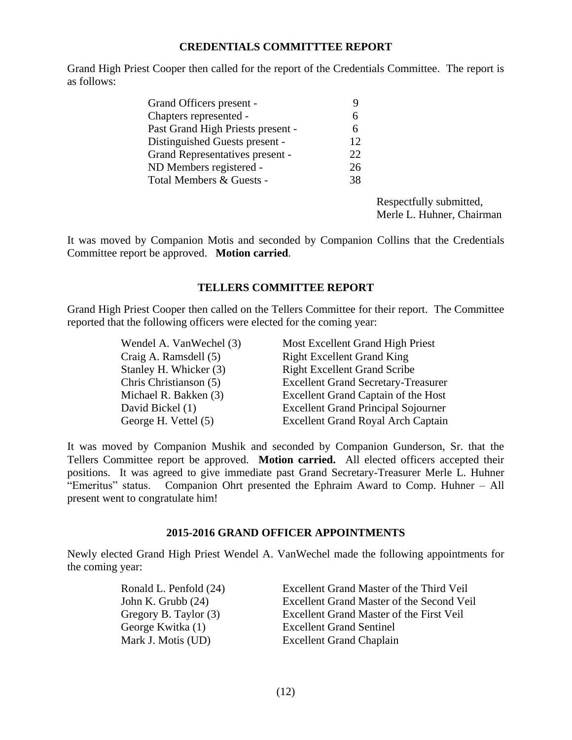## CREDENTIALS COMMITTTEE REPORT

Grand High Priest Cooper then called for the report of the Credentials Committee. The report is as follows:

| | |
|---|---|
| Grand Officers present - | 9 |
| Chapters represented - | 6 |
| Past Grand High Priests present - | 6 |
| Distinguished Guests present - | 12 |
| Grand Representatives present - | 22 |
| ND Members registered - | 26 |
| Total Members & Guests - | 38 |

Respectfully submitted,
Merle L. Huhner, Chairman

It was moved by Companion Motis and seconded by Companion Collins that the Credentials Committee report be approved. **Motion carried**.

## TELLERS COMMITTEE REPORT

Grand High Priest Cooper then called on the Tellers Committee for their report. The Committee reported that the following officers were elected for the coming year:

| | |
|---|---|
| Wendel A. VanWechel (3) | Most Excellent Grand High Priest |
| Craig A. Ramsdell (5) | Right Excellent Grand King |
| Stanley H. Whicker (3) | Right Excellent Grand Scribe |
| Chris Christianson (5) | Excellent Grand Secretary-Treasurer |
| Michael R. Bakken (3) | Excellent Grand Captain of the Host |
| David Bickel (1) | Excellent Grand Principal Sojourner |
| George H. Vettel (5) | Excellent Grand Royal Arch Captain |

It was moved by Companion Mushik and seconded by Companion Gunderson, Sr. that the Tellers Committee report be approved. **Motion carried.** All elected officers accepted their positions. It was agreed to give immediate past Grand Secretary-Treasurer Merle L. Huhner "Emeritus" status. Companion Ohrt presented the Ephraim Award to Comp. Huhner – All present went to congratulate him!

## 2015-2016 GRAND OFFICER APPOINTMENTS

Newly elected Grand High Priest Wendel A. VanWechel made the following appointments for the coming year:

| | |
|---|---|
| Ronald L. Penfold (24) | Excellent Grand Master of the Third Veil |
| John K. Grubb (24) | Excellent Grand Master of the Second Veil |
| Gregory B. Taylor (3) | Excellent Grand Master of the First Veil |
| George Kwitka (1) | Excellent Grand Sentinel |
| Mark J. Motis (UD) | Excellent Grand Chaplain |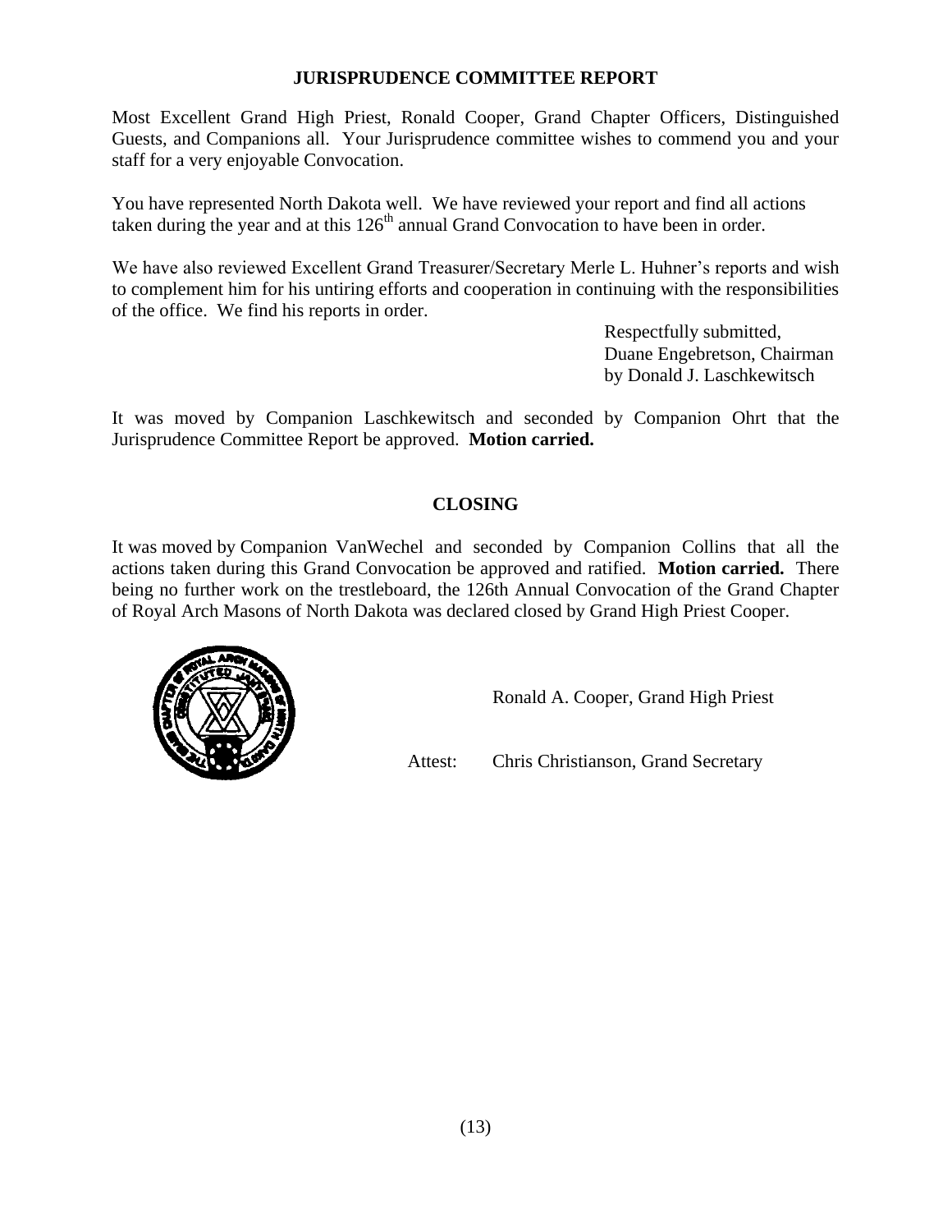## JURISPRUDENCE COMMITTEE REPORT

Most Excellent Grand High Priest, Ronald Cooper, Grand Chapter Officers, Distinguished Guests, and Companions all. Your Jurisprudence committee wishes to commend you and your staff for a very enjoyable Convocation.

You have represented North Dakota well. We have reviewed your report and find all actions taken during the year and at this 126th annual Grand Convocation to have been in order.

We have also reviewed Excellent Grand Treasurer/Secretary Merle L. Huhner's reports and wish to complement him for his untiring efforts and cooperation in continuing with the responsibilities of the office. We find his reports in order.

Respectfully submitted,
Duane Engebretson, Chairman
by Donald J. Laschkewitsch

It was moved by Companion Laschkewitsch and seconded by Companion Ohrt that the Jurisprudence Committee Report be approved. **Motion carried.**

## CLOSING

It was moved by Companion VanWechel and seconded by Companion Collins that all the actions taken during this Grand Convocation be approved and ratified. **Motion carried.** There being no further work on the trestleboard, the 126th Annual Convocation of the Grand Chapter of Royal Arch Masons of North Dakota was declared closed by Grand High Priest Cooper.

Ronald A. Cooper, Grand High Priest

Attest: Chris Christianson, Grand Secretary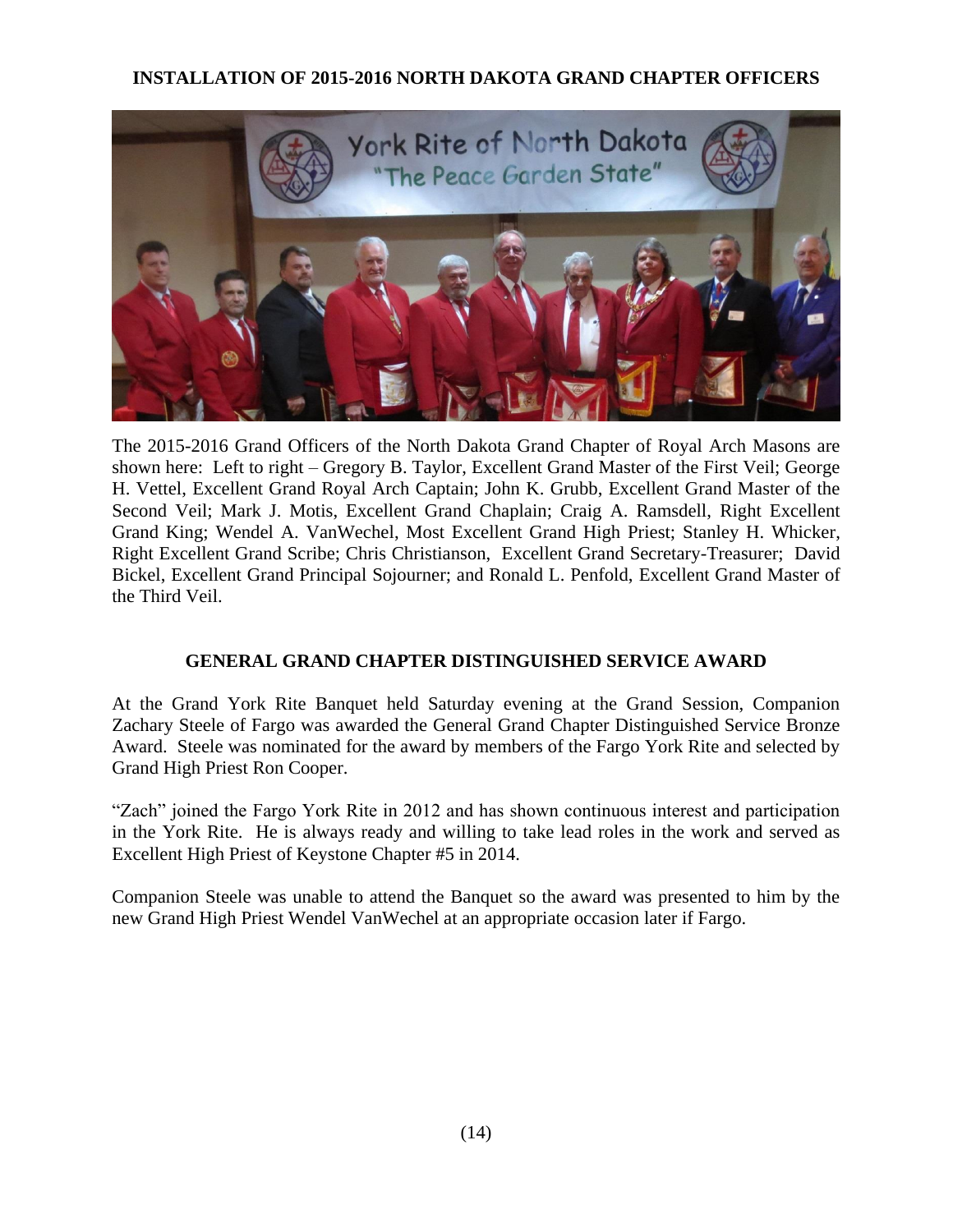## INSTALLATION OF 2015-2016 NORTH DAKOTA GRAND CHAPTER OFFICERS

The 2015-2016 Grand Officers of the North Dakota Grand Chapter of Royal Arch Masons are shown here: Left to right – Gregory B. Taylor, Excellent Grand Master of the First Veil; George H. Vettel, Excellent Grand Royal Arch Captain; John K. Grubb, Excellent Grand Master of the Second Veil; Mark J. Motis, Excellent Grand Chaplain; Craig A. Ramsdell, Right Excellent Grand King; Wendel A. VanWechel, Most Excellent Grand High Priest; Stanley H. Whicker, Right Excellent Grand Scribe; Chris Christianson, Excellent Grand Secretary-Treasurer; David Bickel, Excellent Grand Principal Sojourner; and Ronald L. Penfold, Excellent Grand Master of the Third Veil.

## GENERAL GRAND CHAPTER DISTINGUISHED SERVICE AWARD

At the Grand York Rite Banquet held Saturday evening at the Grand Session, Companion Zachary Steele of Fargo was awarded the General Grand Chapter Distinguished Service Bronze Award. Steele was nominated for the award by members of the Fargo York Rite and selected by Grand High Priest Ron Cooper.

"Zach" joined the Fargo York Rite in 2012 and has shown continuous interest and participation in the York Rite. He is always ready and willing to take lead roles in the work and served as Excellent High Priest of Keystone Chapter #5 in 2014.

Companion Steele was unable to attend the Banquet so the award was presented to him by the new Grand High Priest Wendel VanWechel at an appropriate occasion later if Fargo.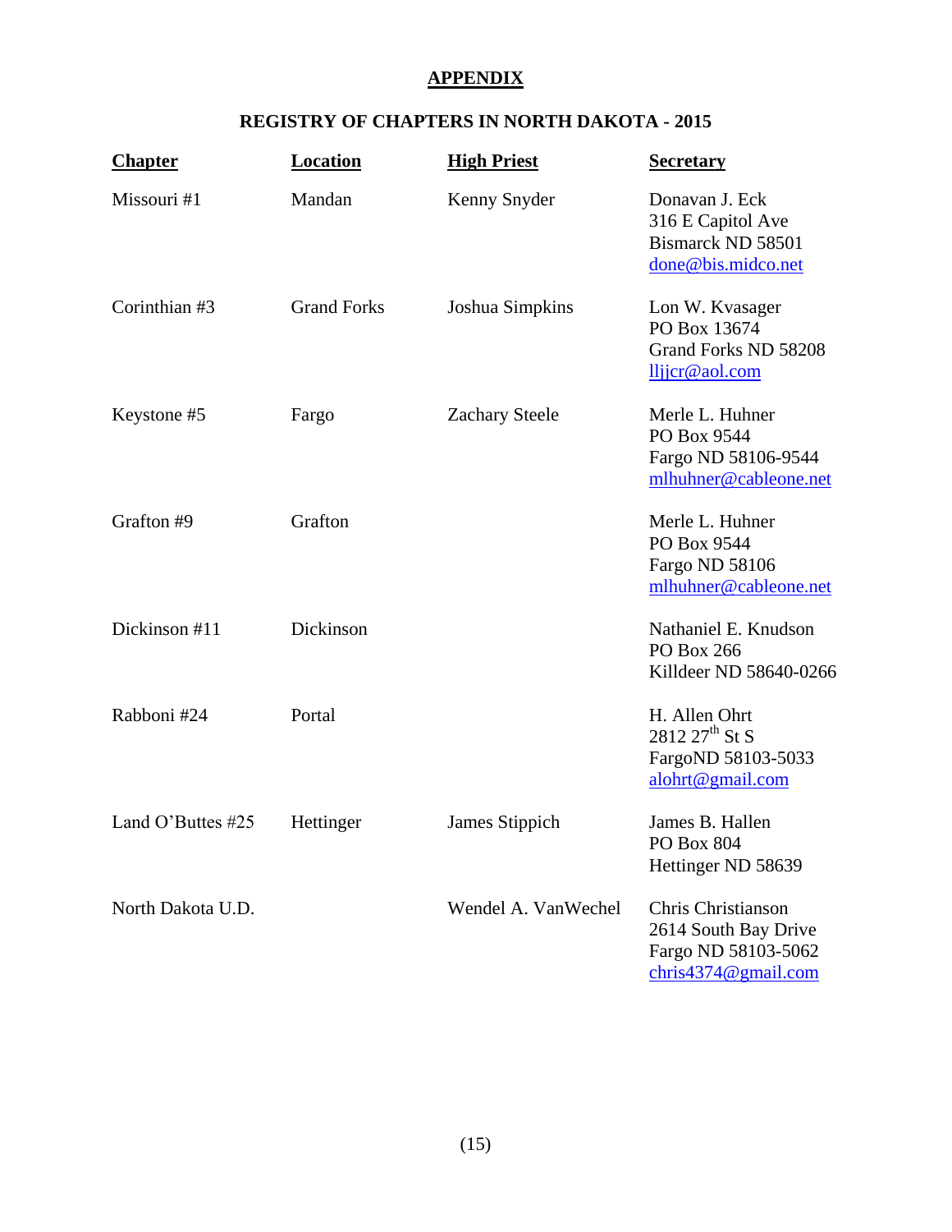## APPENDIX

### REGISTRY OF CHAPTERS IN NORTH DAKOTA - 2015

| Chapter | Location | High Priest | Secretary |
|---|---|---|---|
| Missouri #1 | Mandan | Kenny Snyder | Donavan J. Eck<br>316 E Capitol Ave<br>Bismarck ND 58501<br>done@bis.midco.net |
| Corinthian #3 | Grand Forks | Joshua Simpkins | Lon W. Kvasager<br>PO Box 13674<br>Grand Forks ND 58208<br>lljjcr@aol.com |
| Keystone #5 | Fargo | Zachary Steele | Merle L. Huhner<br>PO Box 9544<br>Fargo ND 58106-9544<br>mlhuhner@cableone.net |
| Grafton #9 | Grafton | | Merle L. Huhner<br>PO Box 9544<br>Fargo ND 58106<br>mlhuhner@cableone.net |
| Dickinson #11 | Dickinson | | Nathaniel E. Knudson<br>PO Box 266<br>Killdeer ND 58640-0266 |
| Rabboni #24 | Portal | | H. Allen Ohrt<br>2812 27th St S<br>FargoND 58103-5033<br>alohrt@gmail.com |
| Land O'Buttes #25 | Hettinger | James Stippich | James B. Hallen<br>PO Box 804<br>Hettinger ND 58639 |
| North Dakota U.D. | | Wendel A. VanWechel | Chris Christianson<br>2614 South Bay Drive<br>Fargo ND 58103-5062<br>chris4374@gmail.com |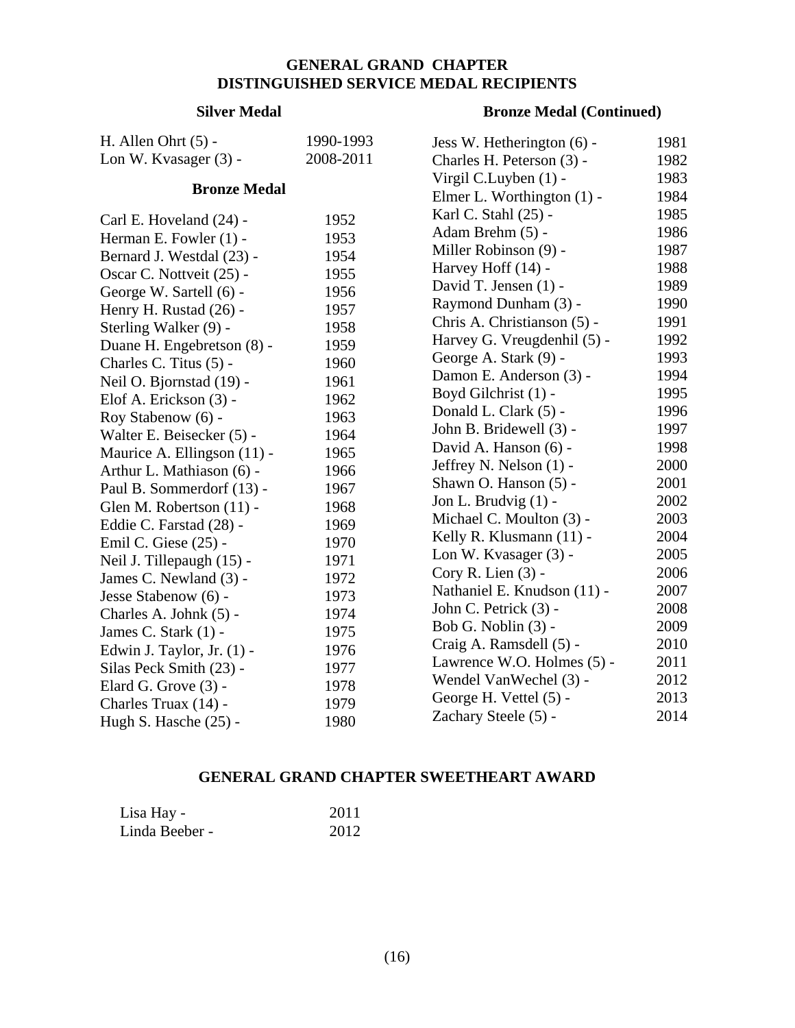# GENERAL GRAND CHAPTER
# DISTINGUISHED SERVICE MEDAL RECIPIENTS

## Silver Medal

| Name | Years |
|---|---|
| H. Allen Ohrt (5) - | 1990-1993 |
| Lon W. Kvasager (3) - | 2008-2011 |

## Bronze Medal

| Name | Year |
|---|---|
| Carl E. Hoveland (24) - | 1952 |
| Herman E. Fowler (1) - | 1953 |
| Bernard J. Westdal (23) - | 1954 |
| Oscar C. Nottveit (25) - | 1955 |
| George W. Sartell (6) - | 1956 |
| Henry H. Rustad (26) - | 1957 |
| Sterling Walker (9) - | 1958 |
| Duane H. Engebretson (8) - | 1959 |
| Charles C. Titus (5) - | 1960 |
| Neil O. Bjornstad (19) - | 1961 |
| Elof A. Erickson (3) - | 1962 |
| Roy Stabenow (6) - | 1963 |
| Walter E. Beisecker (5) - | 1964 |
| Maurice A. Ellingson (11) - | 1965 |
| Arthur L. Mathiason (6) - | 1966 |
| Paul B. Sommerdorf (13) - | 1967 |
| Glen M. Robertson (11) - | 1968 |
| Eddie C. Farstad (28) - | 1969 |
| Emil C. Giese (25) - | 1970 |
| Neil J. Tillepaugh (15) - | 1971 |
| James C. Newland (3) - | 1972 |
| Jesse Stabenow (6) - | 1973 |
| Charles A. Johnk (5) - | 1974 |
| James C. Stark (1) - | 1975 |
| Edwin J. Taylor, Jr. (1) - | 1976 |
| Silas Peck Smith (23) - | 1977 |
| Elard G. Grove (3) - | 1978 |
| Charles Truax (14) - | 1979 |
| Hugh S. Hasche (25) - | 1980 |

## Bronze Medal (Continued)

| Name | Year |
|---|---|
| Jess W. Hetherington (6) - | 1981 |
| Charles H. Peterson (3) - | 1982 |
| Virgil C.Luyben (1) - | 1983 |
| Elmer L. Worthington (1) - | 1984 |
| Karl C. Stahl (25) - | 1985 |
| Adam Brehm (5) - | 1986 |
| Miller Robinson (9) - | 1987 |
| Harvey Hoff (14) - | 1988 |
| David T. Jensen (1) - | 1989 |
| Raymond Dunham (3) - | 1990 |
| Chris A. Christianson (5) - | 1991 |
| Harvey G. Vreugdenhil (5) - | 1992 |
| George A. Stark (9) - | 1993 |
| Damon E. Anderson (3) - | 1994 |
| Boyd Gilchrist (1) - | 1995 |
| Donald L. Clark (5) - | 1996 |
| John B. Bridewell (3) - | 1997 |
| David A. Hanson (6) - | 1998 |
| Jeffrey N. Nelson (1) - | 2000 |
| Shawn O. Hanson (5) - | 2001 |
| Jon L. Brudvig (1) - | 2002 |
| Michael C. Moulton (3) - | 2003 |
| Kelly R. Klusmann (11) - | 2004 |
| Lon W. Kvasager (3) - | 2005 |
| Cory R. Lien (3) - | 2006 |
| Nathaniel E. Knudson (11) - | 2007 |
| John C. Petrick (3) - | 2008 |
| Bob G. Noblin (3) - | 2009 |
| Craig A. Ramsdell (5) - | 2010 |
| Lawrence W.O. Holmes (5) - | 2011 |
| Wendel VanWechel (3) - | 2012 |
| George H. Vettel (5) - | 2013 |
| Zachary Steele (5) - | 2014 |

# GENERAL GRAND CHAPTER SWEETHEART AWARD

| Name | Year |
|---|---|
| Lisa Hay - | 2011 |
| Linda Beeber - | 2012 |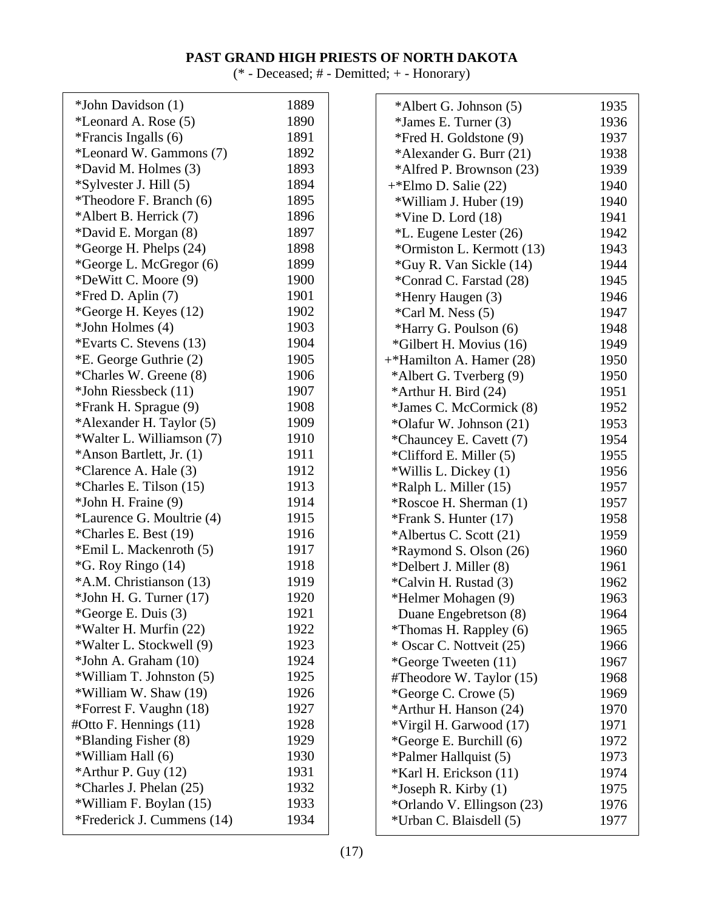## PAST GRAND HIGH PRIESTS OF NORTH DAKOTA

(* - Deceased; # - Demitted; + - Honorary)

| Name | Year |
|---|---|
| *John Davidson (1) | 1889 |
| *Leonard A. Rose (5) | 1890 |
| *Francis Ingalls (6) | 1891 |
| *Leonard W. Gammons (7) | 1892 |
| *David M. Holmes (3) | 1893 |
| *Sylvester J. Hill (5) | 1894 |
| *Theodore F. Branch (6) | 1895 |
| *Albert B. Herrick (7) | 1896 |
| *David E. Morgan (8) | 1897 |
| *George H. Phelps (24) | 1898 |
| *George L. McGregor (6) | 1899 |
| *DeWitt C. Moore (9) | 1900 |
| *Fred D. Aplin (7) | 1901 |
| *George H. Keyes (12) | 1902 |
| *John Holmes (4) | 1903 |
| *Evarts C. Stevens (13) | 1904 |
| *E. George Guthrie (2) | 1905 |
| *Charles W. Greene (8) | 1906 |
| *John Riessbeck (11) | 1907 |
| *Frank H. Sprague (9) | 1908 |
| *Alexander H. Taylor (5) | 1909 |
| *Walter L. Williamson (7) | 1910 |
| *Anson Bartlett, Jr. (1) | 1911 |
| *Clarence A. Hale (3) | 1912 |
| *Charles E. Tilson (15) | 1913 |
| *John H. Fraine (9) | 1914 |
| *Laurence G. Moultrie (4) | 1915 |
| *Charles E. Best (19) | 1916 |
| *Emil L. Mackenroth (5) | 1917 |
| *G. Roy Ringo (14) | 1918 |
| *A.M. Christianson (13) | 1919 |
| *John H. G. Turner (17) | 1920 |
| *George E. Duis (3) | 1921 |
| *Walter H. Murfin (22) | 1922 |
| *Walter L. Stockwell (9) | 1923 |
| *John A. Graham (10) | 1924 |
| *William T. Johnston (5) | 1925 |
| *William W. Shaw (19) | 1926 |
| *Forrest F. Vaughn (18) | 1927 |
| #Otto F. Hennings (11) | 1928 |
| *Blanding Fisher (8) | 1929 |
| *William Hall (6) | 1930 |
| *Arthur P. Guy (12) | 1931 |
| *Charles J. Phelan (25) | 1932 |
| *William F. Boylan (15) | 1933 |
| *Frederick J. Cummens (14) | 1934 |
| *Albert G. Johnson (5) | 1935 |
| *James E. Turner (3) | 1936 |
| *Fred H. Goldstone (9) | 1937 |
| *Alexander G. Burr (21) | 1938 |
| *Alfred P. Brownson (23) | 1939 |
| +*Elmo D. Salie (22) | 1940 |
| *William J. Huber (19) | 1940 |
| *Vine D. Lord (18) | 1941 |
| *L. Eugene Lester (26) | 1942 |
| *Ormiston L. Kermott (13) | 1943 |
| *Guy R. Van Sickle (14) | 1944 |
| *Conrad C. Farstad (28) | 1945 |
| *Henry Haugen (3) | 1946 |
| *Carl M. Ness (5) | 1947 |
| *Harry G. Poulson (6) | 1948 |
| *Gilbert H. Movius (16) | 1949 |
| +*Hamilton A. Hamer (28) | 1950 |
| *Albert G. Tverberg (9) | 1950 |
| *Arthur H. Bird (24) | 1951 |
| *James C. McCormick (8) | 1952 |
| *Olafur W. Johnson (21) | 1953 |
| *Chauncey E. Cavett (7) | 1954 |
| *Clifford E. Miller (5) | 1955 |
| *Willis L. Dickey (1) | 1956 |
| *Ralph L. Miller (15) | 1957 |
| *Roscoe H. Sherman (1) | 1957 |
| *Frank S. Hunter (17) | 1958 |
| *Albertus C. Scott (21) | 1959 |
| *Raymond S. Olson (26) | 1960 |
| *Delbert J. Miller (8) | 1961 |
| *Calvin H. Rustad (3) | 1962 |
| *Helmer Mohagen (9) | 1963 |
| Duane Engebretson (8) | 1964 |
| *Thomas H. Rappley (6) | 1965 |
| * Oscar C. Nottveit (25) | 1966 |
| *George Tweeten (11) | 1967 |
| #Theodore W. Taylor (15) | 1968 |
| *George C. Crowe (5) | 1969 |
| *Arthur H. Hanson (24) | 1970 |
| *Virgil H. Garwood (17) | 1971 |
| *George E. Burchill (6) | 1972 |
| *Palmer Hallquist (5) | 1973 |
| *Karl H. Erickson (11) | 1974 |
| *Joseph R. Kirby (1) | 1975 |
| *Orlando V. Ellingson (23) | 1976 |
| *Urban C. Blaisdell (5) | 1977 |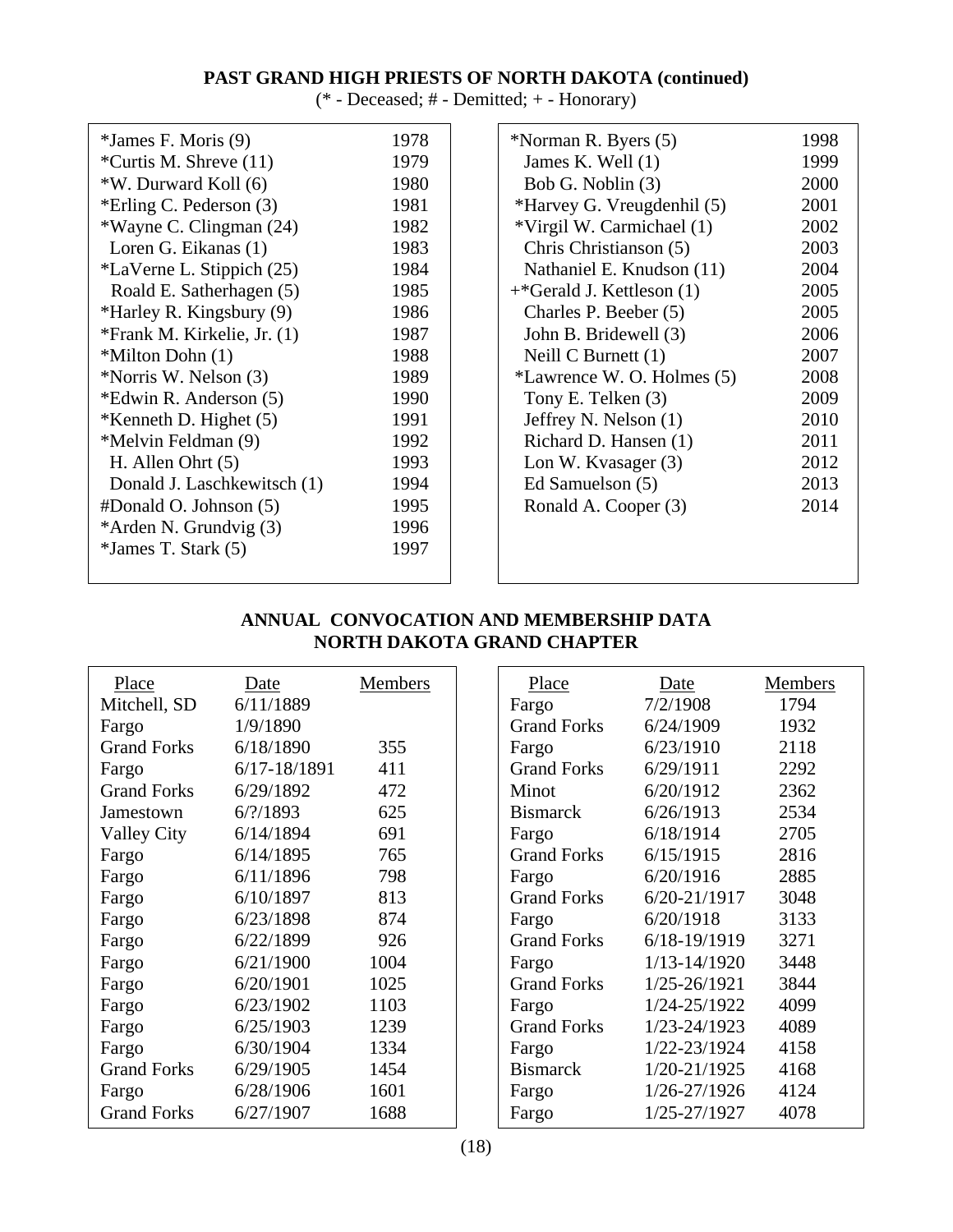## PAST GRAND HIGH PRIESTS OF NORTH DAKOTA (continued)

(* - Deceased; # - Demitted; + - Honorary)

| Name | Year |
|---|---|
| *James F. Moris (9) | 1978 |
| *Curtis M. Shreve (11) | 1979 |
| *W. Durward Koll (6) | 1980 |
| *Erling C. Pederson (3) | 1981 |
| *Wayne C. Clingman (24) | 1982 |
| Loren G. Eikanas (1) | 1983 |
| *LaVerne L. Stippich (25) | 1984 |
| Roald E. Satherhagen (5) | 1985 |
| *Harley R. Kingsbury (9) | 1986 |
| *Frank M. Kirkelie, Jr. (1) | 1987 |
| *Milton Dohn (1) | 1988 |
| *Norris W. Nelson (3) | 1989 |
| *Edwin R. Anderson (5) | 1990 |
| *Kenneth D. Highet (5) | 1991 |
| *Melvin Feldman (9) | 1992 |
| H. Allen Ohrt (5) | 1993 |
| Donald J. Laschkewitsch (1) | 1994 |
| #Donald O. Johnson (5) | 1995 |
| *Arden N. Grundvig (3) | 1996 |
| *James T. Stark (5) | 1997 |
| *Norman R. Byers (5) | 1998 |
| James K. Well (1) | 1999 |
| Bob G. Noblin (3) | 2000 |
| *Harvey G. Vreugdenhil (5) | 2001 |
| *Virgil W. Carmichael (1) | 2002 |
| Chris Christianson (5) | 2003 |
| Nathaniel E. Knudson (11) | 2004 |
| +*Gerald J. Kettleson (1) | 2005 |
| Charles P. Beeber (5) | 2005 |
| John B. Bridewell (3) | 2006 |
| Neill C Burnett (1) | 2007 |
| *Lawrence W. O. Holmes (5) | 2008 |
| Tony E. Telken (3) | 2009 |
| Jeffrey N. Nelson (1) | 2010 |
| Richard D. Hansen (1) | 2011 |
| Lon W. Kvasager (3) | 2012 |
| Ed Samuelson (5) | 2013 |
| Ronald A. Cooper (3) | 2014 |

## ANNUAL CONVOCATION AND MEMBERSHIP DATA NORTH DAKOTA GRAND CHAPTER

| Place | Date | Members |
|---|---|---|
| Mitchell, SD | 6/11/1889 | |
| Fargo | 1/9/1890 | |
| Grand Forks | 6/18/1890 | 355 |
| Fargo | 6/17-18/1891 | 411 |
| Grand Forks | 6/29/1892 | 472 |
| Jamestown | 6/?/1893 | 625 |
| Valley City | 6/14/1894 | 691 |
| Fargo | 6/14/1895 | 765 |
| Fargo | 6/11/1896 | 798 |
| Fargo | 6/10/1897 | 813 |
| Fargo | 6/23/1898 | 874 |
| Fargo | 6/22/1899 | 926 |
| Fargo | 6/21/1900 | 1004 |
| Fargo | 6/20/1901 | 1025 |
| Fargo | 6/23/1902 | 1103 |
| Fargo | 6/25/1903 | 1239 |
| Fargo | 6/30/1904 | 1334 |
| Grand Forks | 6/29/1905 | 1454 |
| Fargo | 6/28/1906 | 1601 |
| Grand Forks | 6/27/1907 | 1688 |
| Fargo | 7/2/1908 | 1794 |
| Grand Forks | 6/24/1909 | 1932 |
| Fargo | 6/23/1910 | 2118 |
| Grand Forks | 6/29/1911 | 2292 |
| Minot | 6/20/1912 | 2362 |
| Bismarck | 6/26/1913 | 2534 |
| Fargo | 6/18/1914 | 2705 |
| Grand Forks | 6/15/1915 | 2816 |
| Fargo | 6/20/1916 | 2885 |
| Grand Forks | 6/20-21/1917 | 3048 |
| Fargo | 6/20/1918 | 3133 |
| Grand Forks | 6/18-19/1919 | 3271 |
| Fargo | 1/13-14/1920 | 3448 |
| Grand Forks | 1/25-26/1921 | 3844 |
| Fargo | 1/24-25/1922 | 4099 |
| Grand Forks | 1/23-24/1923 | 4089 |
| Fargo | 1/22-23/1924 | 4158 |
| Bismarck | 1/20-21/1925 | 4168 |
| Fargo | 1/26-27/1926 | 4124 |
| Fargo | 1/25-27/1927 | 4078 |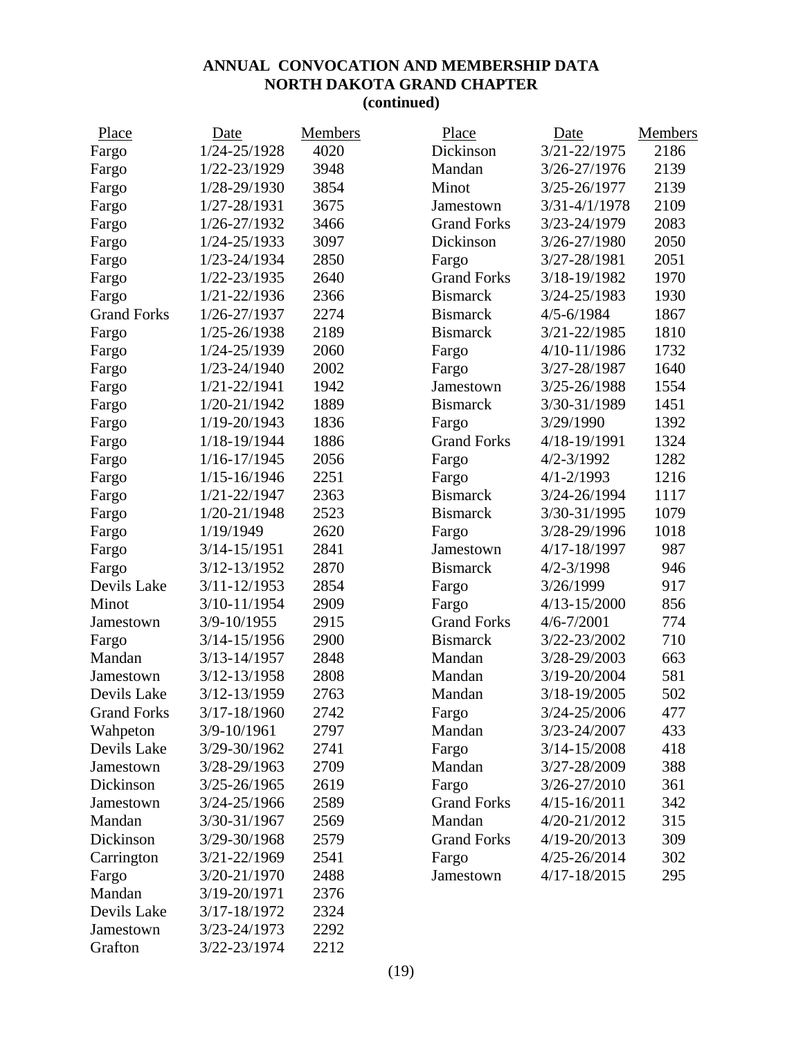# ANNUAL CONVOCATION AND MEMBERSHIP DATA
## NORTH DAKOTA GRAND CHAPTER
### (continued)

| Place | Date | Members |
|---|---|---|
| Fargo | 1/24-25/1928 | 4020 |
| Fargo | 1/22-23/1929 | 3948 |
| Fargo | 1/28-29/1930 | 3854 |
| Fargo | 1/27-28/1931 | 3675 |
| Fargo | 1/26-27/1932 | 3466 |
| Fargo | 1/24-25/1933 | 3097 |
| Fargo | 1/23-24/1934 | 2850 |
| Fargo | 1/22-23/1935 | 2640 |
| Fargo | 1/21-22/1936 | 2366 |
| Grand Forks | 1/26-27/1937 | 2274 |
| Fargo | 1/25-26/1938 | 2189 |
| Fargo | 1/24-25/1939 | 2060 |
| Fargo | 1/23-24/1940 | 2002 |
| Fargo | 1/21-22/1941 | 1942 |
| Fargo | 1/20-21/1942 | 1889 |
| Fargo | 1/19-20/1943 | 1836 |
| Fargo | 1/18-19/1944 | 1886 |
| Fargo | 1/16-17/1945 | 2056 |
| Fargo | 1/15-16/1946 | 2251 |
| Fargo | 1/21-22/1947 | 2363 |
| Fargo | 1/20-21/1948 | 2523 |
| Fargo | 1/19/1949 | 2620 |
| Fargo | 3/14-15/1951 | 2841 |
| Fargo | 3/12-13/1952 | 2870 |
| Devils Lake | 3/11-12/1953 | 2854 |
| Minot | 3/10-11/1954 | 2909 |
| Jamestown | 3/9-10/1955 | 2915 |
| Fargo | 3/14-15/1956 | 2900 |
| Mandan | 3/13-14/1957 | 2848 |
| Jamestown | 3/12-13/1958 | 2808 |
| Devils Lake | 3/12-13/1959 | 2763 |
| Grand Forks | 3/17-18/1960 | 2742 |
| Wahpeton | 3/9-10/1961 | 2797 |
| Devils Lake | 3/29-30/1962 | 2741 |
| Jamestown | 3/28-29/1963 | 2709 |
| Dickinson | 3/25-26/1965 | 2619 |
| Jamestown | 3/24-25/1966 | 2589 |
| Mandan | 3/30-31/1967 | 2569 |
| Dickinson | 3/29-30/1968 | 2579 |
| Carrington | 3/21-22/1969 | 2541 |
| Fargo | 3/20-21/1970 | 2488 |
| Mandan | 3/19-20/1971 | 2376 |
| Devils Lake | 3/17-18/1972 | 2324 |
| Jamestown | 3/23-24/1973 | 2292 |
| Grafton | 3/22-23/1974 | 2212 |
| Dickinson | 3/21-22/1975 | 2186 |
| Mandan | 3/26-27/1976 | 2139 |
| Minot | 3/25-26/1977 | 2139 |
| Jamestown | 3/31-4/1/1978 | 2109 |
| Grand Forks | 3/23-24/1979 | 2083 |
| Dickinson | 3/26-27/1980 | 2050 |
| Fargo | 3/27-28/1981 | 2051 |
| Grand Forks | 3/18-19/1982 | 1970 |
| Bismarck | 3/24-25/1983 | 1930 |
| Bismarck | 4/5-6/1984 | 1867 |
| Bismarck | 3/21-22/1985 | 1810 |
| Fargo | 4/10-11/1986 | 1732 |
| Fargo | 3/27-28/1987 | 1640 |
| Jamestown | 3/25-26/1988 | 1554 |
| Bismarck | 3/30-31/1989 | 1451 |
| Fargo | 3/29/1990 | 1392 |
| Grand Forks | 4/18-19/1991 | 1324 |
| Fargo | 4/2-3/1992 | 1282 |
| Fargo | 4/1-2/1993 | 1216 |
| Bismarck | 3/24-26/1994 | 1117 |
| Bismarck | 3/30-31/1995 | 1079 |
| Fargo | 3/28-29/1996 | 1018 |
| Jamestown | 4/17-18/1997 | 987 |
| Bismarck | 4/2-3/1998 | 946 |
| Fargo | 3/26/1999 | 917 |
| Fargo | 4/13-15/2000 | 856 |
| Grand Forks | 4/6-7/2001 | 774 |
| Bismarck | 3/22-23/2002 | 710 |
| Mandan | 3/28-29/2003 | 663 |
| Mandan | 3/19-20/2004 | 581 |
| Mandan | 3/18-19/2005 | 502 |
| Fargo | 3/24-25/2006 | 477 |
| Mandan | 3/23-24/2007 | 433 |
| Fargo | 3/14-15/2008 | 418 |
| Mandan | 3/27-28/2009 | 388 |
| Fargo | 3/26-27/2010 | 361 |
| Grand Forks | 4/15-16/2011 | 342 |
| Mandan | 4/20-21/2012 | 315 |
| Grand Forks | 4/19-20/2013 | 309 |
| Fargo | 4/25-26/2014 | 302 |
| Jamestown | 4/17-18/2015 | 295 |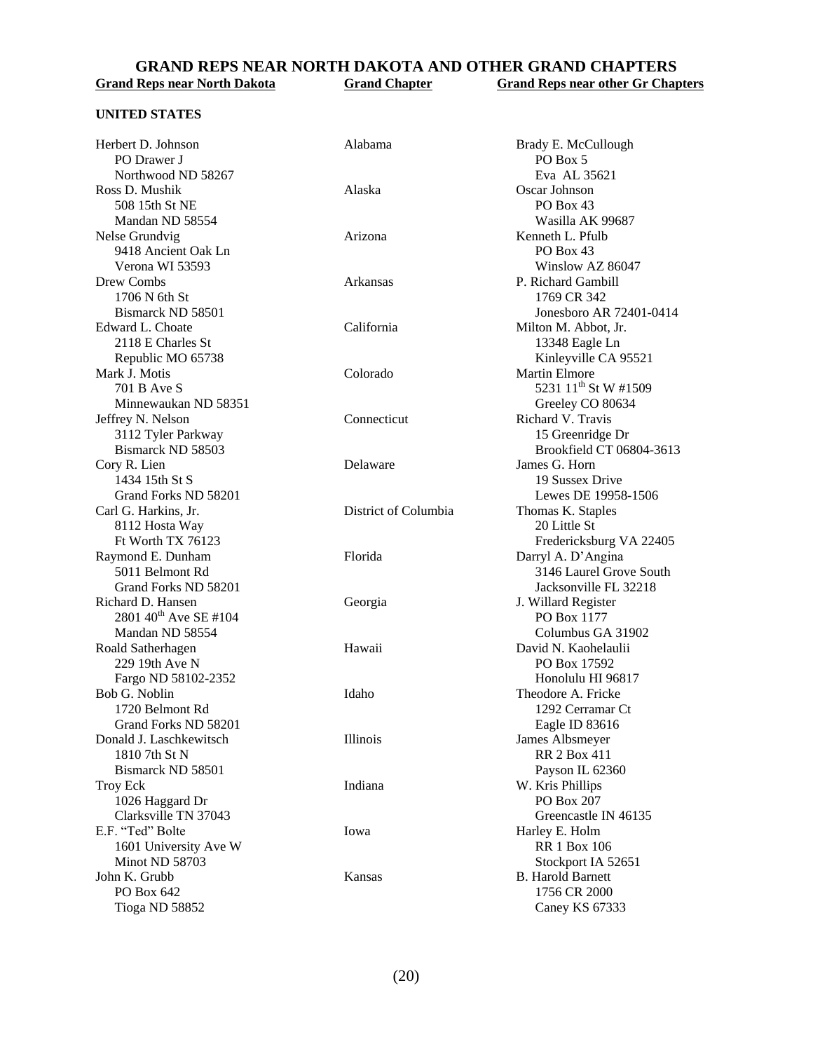# GRAND REPS NEAR NORTH DAKOTA AND OTHER GRAND CHAPTERS

| Grand Reps near North Dakota | Grand Chapter | Grand Reps near other Gr Chapters |
|---|---|---|
| **UNITED STATES** | | |
| Herbert D. Johnson<br>PO Drawer J<br>Northwood ND 58267 | Alabama | Brady E. McCullough<br>PO Box 5<br>Eva AL 35621 |
| Ross D. Mushik<br>508 15th St NE<br>Mandan ND 58554 | Alaska | Oscar Johnson<br>PO Box 43<br>Wasilla AK 99687 |
| Nelse Grundvig<br>9418 Ancient Oak Ln<br>Verona WI 53593 | Arizona | Kenneth L. Pfulb<br>PO Box 43<br>Winslow AZ 86047 |
| Drew Combs<br>1706 N 6th St<br>Bismarck ND 58501 | Arkansas | P. Richard Gambill<br>1769 CR 342<br>Jonesboro AR 72401-0414 |
| Edward L. Choate<br>2118 E Charles St<br>Republic MO 65738 | California | Milton M. Abbot, Jr.<br>13348 Eagle Ln<br>Kinleyville CA 95521 |
| Mark J. Motis<br>701 B Ave S<br>Minnewaukan ND 58351 | Colorado | Martin Elmore<br>5231 11th St W #1509<br>Greeley CO 80634 |
| Jeffrey N. Nelson<br>3112 Tyler Parkway<br>Bismarck ND 58503 | Connecticut | Richard V. Travis<br>15 Greenridge Dr<br>Brookfield CT 06804-3613 |
| Cory R. Lien<br>1434 15th St S<br>Grand Forks ND 58201 | Delaware | James G. Horn<br>19 Sussex Drive<br>Lewes DE 19958-1506 |
| Carl G. Harkins, Jr.<br>8112 Hosta Way<br>Ft Worth TX 76123 | District of Columbia | Thomas K. Staples<br>20 Little St<br>Fredericksburg VA 22405 |
| Raymond E. Dunham<br>5011 Belmont Rd<br>Grand Forks ND 58201 | Florida | Darryl A. D'Angina<br>3146 Laurel Grove South<br>Jacksonville FL 32218 |
| Richard D. Hansen<br>2801 40th Ave SE #104<br>Mandan ND 58554 | Georgia | J. Willard Register<br>PO Box 1177<br>Columbus GA 31902 |
| Roald Satherhagen<br>229 19th Ave N<br>Fargo ND 58102-2352 | Hawaii | David N. Kaohelaulii<br>PO Box 17592<br>Honolulu HI 96817 |
| Bob G. Noblin<br>1720 Belmont Rd<br>Grand Forks ND 58201 | Idaho | Theodore A. Fricke<br>1292 Cerramar Ct<br>Eagle ID 83616 |
| Donald J. Laschkewitsch<br>1810 7th St N<br>Bismarck ND 58501 | Illinois | James Albsmeyer<br>RR 2 Box 411<br>Payson IL 62360 |
| Troy Eck<br>1026 Haggard Dr<br>Clarksville TN 37043 | Indiana | W. Kris Phillips<br>PO Box 207<br>Greencastle IN 46135 |
| E.F. "Ted" Bolte<br>1601 University Ave W<br>Minot ND 58703 | Iowa | Harley E. Holm<br>RR 1 Box 106<br>Stockport IA 52651 |
| John K. Grubb<br>PO Box 642<br>Tioga ND 58852 | Kansas | B. Harold Barnett<br>1756 CR 2000<br>Caney KS 67333 |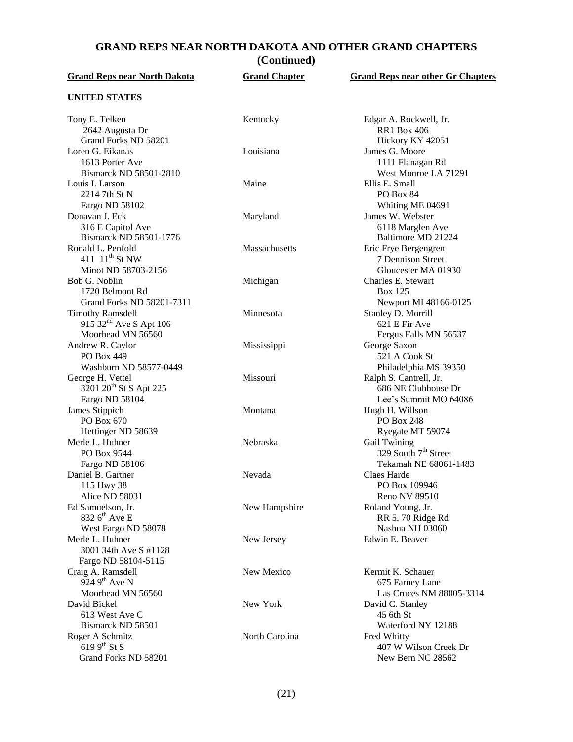# GRAND REPS NEAR NORTH DAKOTA AND OTHER GRAND CHAPTERS (Continued)

| Grand Reps near North Dakota | Grand Chapter | Grand Reps near other Gr Chapters |
|---|---|---|
| **UNITED STATES** | | |
| Tony E. Telken<br>2642 Augusta Dr<br>Grand Forks ND 58201 | Kentucky | Edgar A. Rockwell, Jr.<br>RR1 Box 406<br>Hickory KY 42051 |
| Loren G. Eikanas<br>1613 Porter Ave<br>Bismarck ND 58501-2810 | Louisiana | James G. Moore<br>1111 Flanagan Rd<br>West Monroe LA 71291 |
| Louis I. Larson<br>2214 7th St N<br>Fargo ND 58102 | Maine | Ellis E. Small<br>PO Box 84<br>Whiting ME 04691 |
| Donavan J. Eck<br>316 E Capitol Ave<br>Bismarck ND 58501-1776 | Maryland | James W. Webster<br>6118 Marglen Ave<br>Baltimore MD 21224 |
| Ronald L. Penfold<br>411 11th St NW<br>Minot ND 58703-2156 | Massachusetts | Eric Frye Bergengren<br>7 Dennison Street<br>Gloucester MA 01930 |
| Bob G. Noblin<br>1720 Belmont Rd<br>Grand Forks ND 58201-7311 | Michigan | Charles E. Stewart<br>Box 125<br>Newport MI 48166-0125 |
| Timothy Ramsdell<br>915 32nd Ave S Apt 106<br>Moorhead MN 56560 | Minnesota | Stanley D. Morrill<br>621 E Fir Ave<br>Fergus Falls MN 56537 |
| Andrew R. Caylor<br>PO Box 449<br>Washburn ND 58577-0449 | Mississippi | George Saxon<br>521 A Cook St<br>Philadelphia MS 39350 |
| George H. Vettel<br>3201 20th St S Apt 225<br>Fargo ND 58104 | Missouri | Ralph S. Cantrell, Jr.<br>686 NE Clubhouse Dr<br>Lee's Summit MO 64086 |
| James Stippich<br>PO Box 670<br>Hettinger ND 58639 | Montana | Hugh H. Willson<br>PO Box 248<br>Ryegate MT 59074 |
| Merle L. Huhner<br>PO Box 9544<br>Fargo ND 58106 | Nebraska | Gail Twining<br>329 South 7th Street<br>Tekamah NE 68061-1483 |
| Daniel B. Gartner<br>115 Hwy 38<br>Alice ND 58031 | Nevada | Claes Harde<br>PO Box 109946<br>Reno NV 89510 |
| Ed Samuelson, Jr.<br>832 6th Ave E<br>West Fargo ND 58078 | New Hampshire | Roland Young, Jr.<br>RR 5, 70 Ridge Rd<br>Nashua NH 03060 |
| Merle L. Huhner<br>3001 34th Ave S #1128<br>Fargo ND 58104-5115 | New Jersey | Edwin E. Beaver |
| Craig A. Ramsdell<br>924 9th Ave N<br>Moorhead MN 56560 | New Mexico | Kermit K. Schauer<br>675 Farney Lane<br>Las Cruces NM 88005-3314 |
| David Bickel<br>613 West Ave C<br>Bismarck ND 58501 | New York | David C. Stanley<br>45 6th St<br>Waterford NY 12188 |
| Roger A Schmitz<br>619 9th St S<br>Grand Forks ND 58201 | North Carolina | Fred Whitty<br>407 W Wilson Creek Dr<br>New Bern NC 28562 |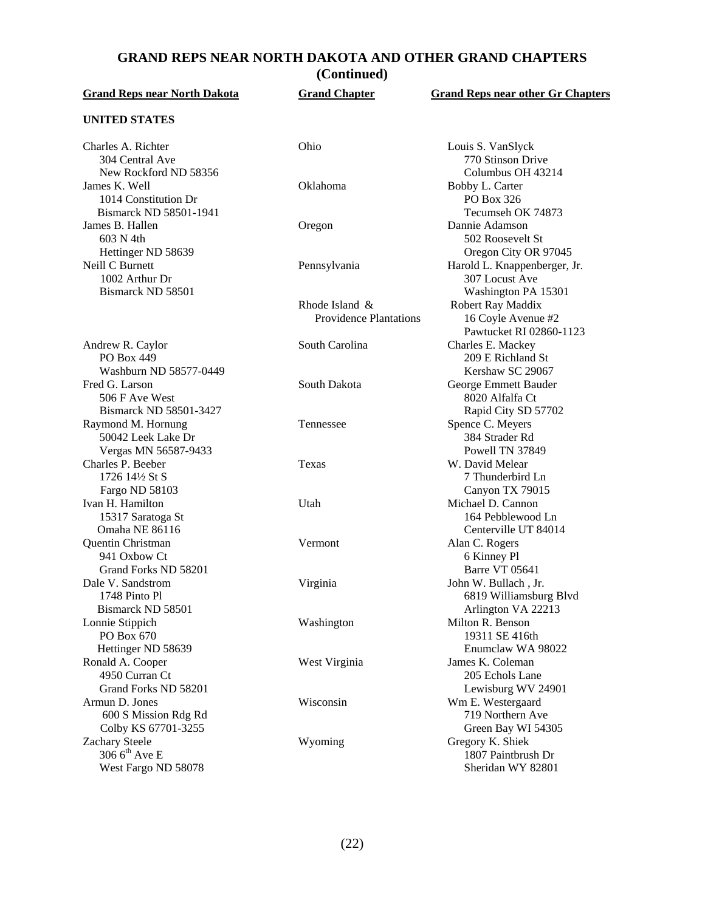## GRAND REPS NEAR NORTH DAKOTA AND OTHER GRAND CHAPTERS (Continued)

| Grand Reps near North Dakota | Grand Chapter | Grand Reps near other Gr Chapters |
|---|---|---|
| **UNITED STATES** | | |
| Charles A. Richter<br>304 Central Ave<br>New Rockford ND 58356 | Ohio | Louis S. VanSlyck<br>770 Stinson Drive<br>Columbus OH 43214 |
| James K. Well<br>1014 Constitution Dr<br>Bismarck ND 58501-1941 | Oklahoma | Bobby L. Carter<br>PO Box 326<br>Tecumseh OK 74873 |
| James B. Hallen<br>603 N 4th<br>Hettinger ND 58639 | Oregon | Dannie Adamson<br>502 Roosevelt St<br>Oregon City OR 97045 |
| Neill C Burnett<br>1002 Arthur Dr<br>Bismarck ND 58501 | Pennsylvania | Harold L. Knappenberger, Jr.<br>307 Locust Ave<br>Washington PA 15301 |
| | Rhode Island & Providence Plantations | Robert Ray Maddix<br>16 Coyle Avenue #2<br>Pawtucket RI 02860-1123 |
| Andrew R. Caylor<br>PO Box 449<br>Washburn ND 58577-0449 | South Carolina | Charles E. Mackey<br>209 E Richland St<br>Kershaw SC 29067 |
| Fred G. Larson<br>506 F Ave West<br>Bismarck ND 58501-3427 | South Dakota | George Emmett Bauder<br>8020 Alfalfa Ct<br>Rapid City SD 57702 |
| Raymond M. Hornung<br>50042 Leek Lake Dr<br>Vergas MN 56587-9433 | Tennessee | Spence C. Meyers<br>384 Strader Rd<br>Powell TN 37849 |
| Charles P. Beeber<br>1726 14½ St S<br>Fargo ND 58103 | Texas | W. David Melear<br>7 Thunderbird Ln<br>Canyon TX 79015 |
| Ivan H. Hamilton<br>15317 Saratoga St<br>Omaha NE 86116 | Utah | Michael D. Cannon<br>164 Pebblewood Ln<br>Centerville UT 84014 |
| Quentin Christman<br>941 Oxbow Ct<br>Grand Forks ND 58201 | Vermont | Alan C. Rogers<br>6 Kinney Pl<br>Barre VT 05641 |
| Dale V. Sandstrom<br>1748 Pinto Pl<br>Bismarck ND 58501 | Virginia | John W. Bullach , Jr.<br>6819 Williamsburg Blvd<br>Arlington VA 22213 |
| Lonnie Stippich<br>PO Box 670<br>Hettinger ND 58639 | Washington | Milton R. Benson<br>19311 SE 416th<br>Enumclaw WA 98022 |
| Ronald A. Cooper<br>4950 Curran Ct<br>Grand Forks ND 58201 | West Virginia | James K. Coleman<br>205 Echols Lane<br>Lewisburg WV 24901 |
| Armun D. Jones<br>600 S Mission Rdg Rd<br>Colby KS 67701-3255 | Wisconsin | Wm E. Westergaard<br>719 Northern Ave<br>Green Bay WI 54305 |
| Zachary Steele<br>306 6th Ave E<br>West Fargo ND 58078 | Wyoming | Gregory K. Shiek<br>1807 Paintbrush Dr<br>Sheridan WY 82801 |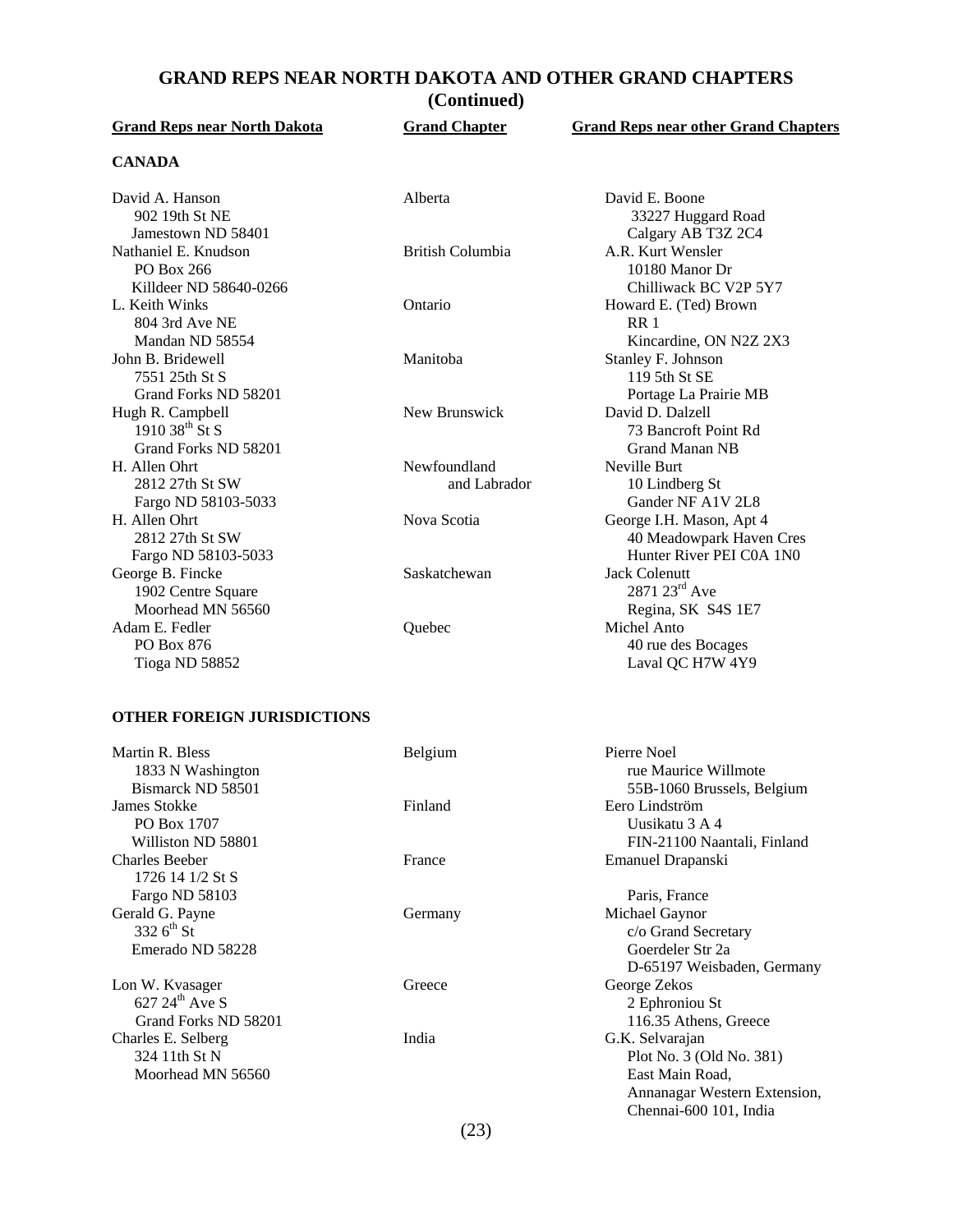# GRAND REPS NEAR NORTH DAKOTA AND OTHER GRAND CHAPTERS
## (Continued)

| Grand Reps near North Dakota | Grand Chapter | Grand Reps near other Grand Chapters |
|---|---|---|
| **CANADA** | | |
| David A. Hanson<br>902 19th St NE<br>Jamestown ND 58401 | Alberta | David E. Boone<br>33227 Huggard Road<br>Calgary AB T3Z 2C4 |
| Nathaniel E. Knudson<br>PO Box 266<br>Killdeer ND 58640-0266 | British Columbia | A.R. Kurt Wensler<br>10180 Manor Dr<br>Chilliwack BC V2P 5Y7 |
| L. Keith Winks<br>804 3rd Ave NE<br>Mandan ND 58554 | Ontario | Howard E. (Ted) Brown<br>RR 1<br>Kincardine, ON N2Z 2X3 |
| John B. Bridewell<br>7551 25th St S<br>Grand Forks ND 58201 | Manitoba | Stanley F. Johnson<br>119 5th St SE<br>Portage La Prairie MB |
| Hugh R. Campbell<br>1910 38th St S<br>Grand Forks ND 58201 | New Brunswick | David D. Dalzell<br>73 Bancroft Point Rd<br>Grand Manan NB |
| H. Allen Ohrt<br>2812 27th St SW<br>Fargo ND 58103-5033 | Newfoundland and Labrador | Neville Burt<br>10 Lindberg St<br>Gander NF A1V 2L8 |
| H. Allen Ohrt<br>2812 27th St SW<br>Fargo ND 58103-5033 | Nova Scotia | George I.H. Mason, Apt 4<br>40 Meadowpark Haven Cres<br>Hunter River PEI C0A 1N0 |
| George B. Fincke<br>1902 Centre Square<br>Moorhead MN 56560 | Saskatchewan | Jack Colenutt<br>2871 23rd Ave<br>Regina, SK S4S 1E7 |
| Adam E. Fedler<br>PO Box 876<br>Tioga ND 58852 | Quebec | Michel Anto<br>40 rue des Bocages<br>Laval QC H7W 4Y9 |
| **OTHER FOREIGN JURISDICTIONS** | | |
| Martin R. Bless<br>1833 N Washington<br>Bismarck ND 58501 | Belgium | Pierre Noel<br>rue Maurice Willmote<br>55B-1060 Brussels, Belgium |
| James Stokke<br>PO Box 1707<br>Williston ND 58801 | Finland | Eero Lindström<br>Uusikatu 3 A 4<br>FIN-21100 Naantali, Finland |
| Charles Beeber<br>1726 14 1/2 St S<br>Fargo ND 58103 | France | Emanuel Drapanski<br><br>Paris, France |
| Gerald G. Payne<br>332 6th St<br>Emerado ND 58228 | Germany | Michael Gaynor<br>c/o Grand Secretary<br>Goerdeler Str 2a<br>D-65197 Weisbaden, Germany |
| Lon W. Kvasager<br>627 24th Ave S<br>Grand Forks ND 58201 | Greece | George Zekos<br>2 Ephroniou St<br>116.35 Athens, Greece |
| Charles E. Selberg<br>324 11th St N<br>Moorhead MN 56560 | India | G.K. Selvarajan<br>Plot No. 3 (Old No. 381)<br>East Main Road,<br>Annanagar Western Extension,<br>Chennai-600 101, India |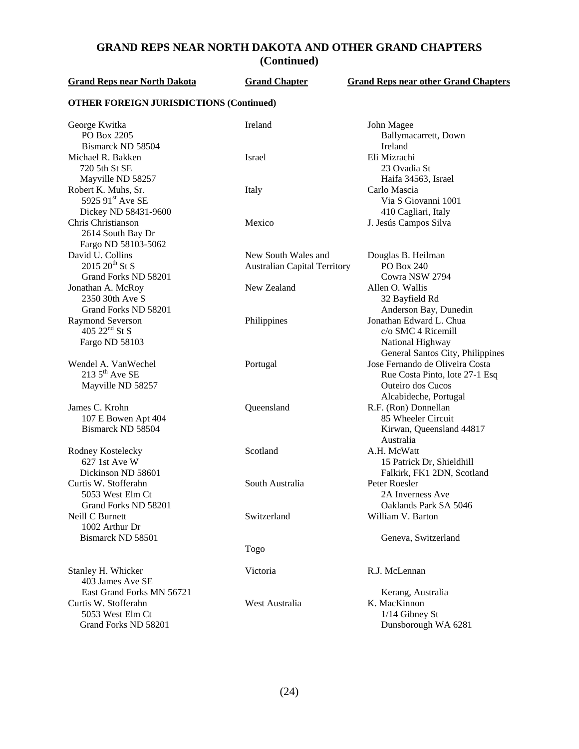## GRAND REPS NEAR NORTH DAKOTA AND OTHER GRAND CHAPTERS (Continued)

| Grand Reps near North Dakota | Grand Chapter | Grand Reps near other Grand Chapters |
|---|---|---|
| **OTHER FOREIGN JURISDICTIONS (Continued)** | | |
| George Kwitka<br>PO Box 2205<br>Bismarck ND 58504 | Ireland | John Magee<br>Ballymacarrett, Down<br>Ireland |
| Michael R. Bakken<br>720 5th St SE<br>Mayville ND 58257 | Israel | Eli Mizrachi<br>23 Ovadia St<br>Haifa 34563, Israel |
| Robert K. Muhs, Sr.<br>5925 91st Ave SE<br>Dickey ND 58431-9600 | Italy | Carlo Mascia<br>Via S Giovanni 1001<br>410 Cagliari, Italy |
| Chris Christianson<br>2614 South Bay Dr<br>Fargo ND 58103-5062 | Mexico | J. Jesús Campos Silva |
| David U. Collins<br>2015 20th St S<br>Grand Forks ND 58201 | New South Wales and Australian Capital Territory | Douglas B. Heilman<br>PO Box 240<br>Cowra NSW 2794 |
| Jonathan A. McRoy<br>2350 30th Ave S<br>Grand Forks ND 58201 | New Zealand | Allen O. Wallis<br>32 Bayfield Rd<br>Anderson Bay, Dunedin |
| Raymond Severson<br>405 22nd St S<br>Fargo ND 58103 | Philippines | Jonathan Edward L. Chua<br>c/o SMC 4 Ricemill<br>National Highway<br>General Santos City, Philippines |
| Wendel A. VanWechel<br>213 5th Ave SE<br>Mayville ND 58257 | Portugal | Jose Fernando de Oliveira Costa<br>Rue Costa Pinto, lote 27-1 Esq<br>Outeiro dos Cucos<br>Alcabideche, Portugal |
| James C. Krohn<br>107 E Bowen Apt 404<br>Bismarck ND 58504 | Queensland | R.F. (Ron) Donnellan<br>85 Wheeler Circuit<br>Kirwan, Queensland 44817<br>Australia |
| Rodney Kostelecky<br>627 1st Ave W<br>Dickinson ND 58601 | Scotland | A.H. McWatt<br>15 Patrick Dr, Shieldhill<br>Falkirk, FK1 2DN, Scotland |
| Curtis W. Stofferahn<br>5053 West Elm Ct<br>Grand Forks ND 58201 | South Australia | Peter Roesler<br>2A Inverness Ave<br>Oaklands Park SA 5046 |
| Neill C Burnett<br>1002 Arthur Dr<br>Bismarck ND 58501 | Switzerland | William V. Barton<br><br>Geneva, Switzerland |
| | Togo | |
| Stanley H. Whicker<br>403 James Ave SE<br>East Grand Forks MN 56721 | Victoria | R.J. McLennan<br><br>Kerang, Australia |
| Curtis W. Stofferahn<br>5053 West Elm Ct<br>Grand Forks ND 58201 | West Australia | K. MacKinnon<br>1/14 Gibney St<br>Dunsborough WA 6281 |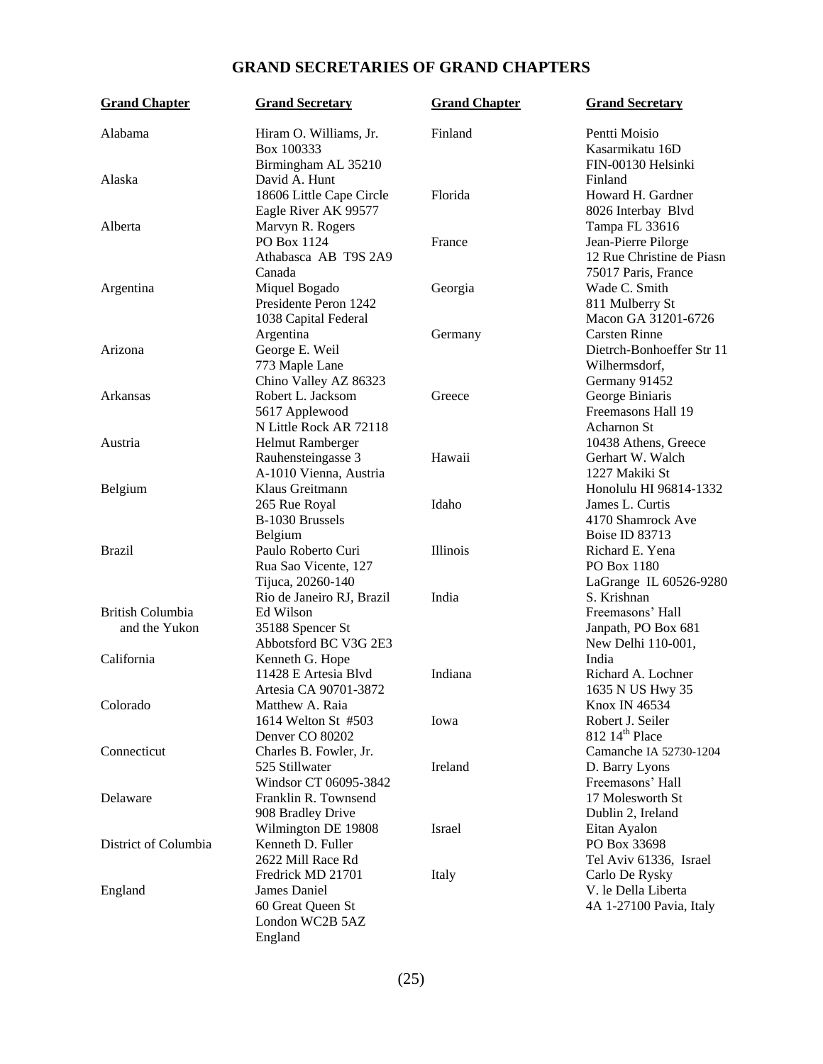# GRAND SECRETARIES OF GRAND CHAPTERS

| Grand Chapter | Grand Secretary |
|---|---|
| Alabama | Hiram O. Williams, Jr.<br>Box 100333<br>Birmingham AL 35210 |
| Alaska | David A. Hunt<br>18606 Little Cape Circle<br>Eagle River AK 99577 |
| Alberta | Marvyn R. Rogers<br>PO Box 1124<br>Athabasca AB T9S 2A9<br>Canada |
| Argentina | Miquel Bogado<br>Presidente Peron 1242<br>1038 Capital Federal<br>Argentina |
| Arizona | George E. Weil<br>773 Maple Lane<br>Chino Valley AZ 86323 |
| Arkansas | Robert L. Jacksom<br>5617 Applewood<br>N Little Rock AR 72118 |
| Austria | Helmut Ramberger<br>Rauhensteingasse 3<br>A-1010 Vienna, Austria |
| Belgium | Klaus Greitmann<br>265 Rue Royal<br>B-1030 Brussels<br>Belgium |
| Brazil | Paulo Roberto Curi<br>Rua Sao Vicente, 127<br>Tijuca, 20260-140<br>Rio de Janeiro RJ, Brazil |
| British Columbia and the Yukon | Ed Wilson<br>35188 Spencer St<br>Abbotsford BC V3G 2E3 |
| California | Kenneth G. Hope<br>11428 E Artesia Blvd<br>Artesia CA 90701-3872 |
| Colorado | Matthew A. Raia<br>1614 Welton St #503<br>Denver CO 80202 |
| Connecticut | Charles B. Fowler, Jr.<br>525 Stillwater<br>Windsor CT 06095-3842 |
| Delaware | Franklin R. Townsend<br>908 Bradley Drive<br>Wilmington DE 19808 |
| District of Columbia | Kenneth D. Fuller<br>2622 Mill Race Rd<br>Fredrick MD 21701 |
| England | James Daniel<br>60 Great Queen St<br>London WC2B 5AZ<br>England |
| Finland | Pentti Moisio<br>Kasarmikatu 16D<br>FIN-00130 Helsinki<br>Finland |
| Florida | Howard H. Gardner<br>8026 Interbay Blvd<br>Tampa FL 33616 |
| France | Jean-Pierre Pilorge<br>12 Rue Christine de Piasn<br>75017 Paris, France |
| Georgia | Wade C. Smith<br>811 Mulberry St<br>Macon GA 31201-6726 |
| Germany | Carsten Rinne<br>Dietrch-Bonhoeffer Str 11<br>Wilhermsdorf,<br>Germany 91452 |
| Greece | George Biniaris<br>Freemasons Hall 19<br>Acharnon St<br>10438 Athens, Greece |
| Hawaii | Gerhart W. Walch<br>1227 Makiki St<br>Honolulu HI 96814-1332 |
| Idaho | James L. Curtis<br>4170 Shamrock Ave<br>Boise ID 83713 |
| Illinois | Richard E. Yena<br>PO Box 1180<br>LaGrange IL 60526-9280 |
| India | S. Krishnan<br>Freemasons' Hall<br>Janpath, PO Box 681<br>New Delhi 110-001,<br>India |
| Indiana | Richard A. Lochner<br>1635 N US Hwy 35<br>Knox IN 46534 |
| Iowa | Robert J. Seiler<br>812 14th Place<br>Camanche IA 52730-1204 |
| Ireland | D. Barry Lyons<br>Freemasons' Hall<br>17 Molesworth St<br>Dublin 2, Ireland |
| Israel | Eitan Ayalon<br>PO Box 33698<br>Tel Aviv 61336, Israel |
| Italy | Carlo De Rysky<br>V. le Della Liberta<br>4A 1-27100 Pavia, Italy |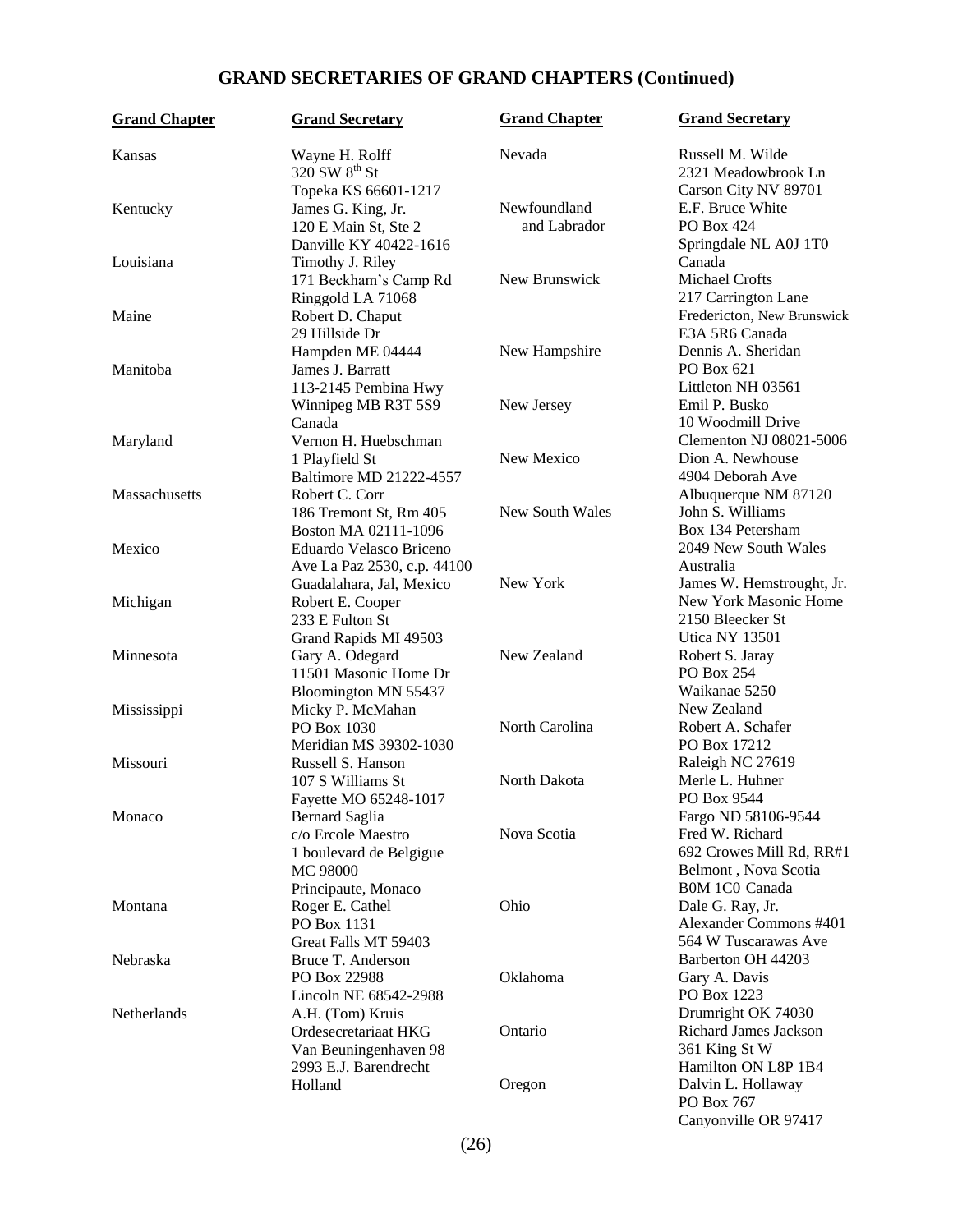## GRAND SECRETARIES OF GRAND CHAPTERS (Continued)

| Grand Chapter | Grand Secretary |
| --- | --- |
| Kansas | Wayne H. Rolff<br>320 SW 8th St<br>Topeka KS 66601-1217 |
| Kentucky | James G. King, Jr.<br>120 E Main St, Ste 2<br>Danville KY 40422-1616 |
| Louisiana | Timothy J. Riley<br>171 Beckham's Camp Rd<br>Ringgold LA 71068 |
| Maine | Robert D. Chaput<br>29 Hillside Dr<br>Hampden ME 04444 |
| Manitoba | James J. Barratt<br>113-2145 Pembina Hwy<br>Winnipeg MB R3T 5S9<br>Canada |
| Maryland | Vernon H. Huebschman<br>1 Playfield St<br>Baltimore MD 21222-4557 |
| Massachusetts | Robert C. Corr<br>186 Tremont St, Rm 405<br>Boston MA 02111-1096 |
| Mexico | Eduardo Velasco Briceno<br>Ave La Paz 2530, c.p. 44100<br>Guadalahara, Jal, Mexico |
| Michigan | Robert E. Cooper<br>233 E Fulton St<br>Grand Rapids MI 49503 |
| Minnesota | Gary A. Odegard<br>11501 Masonic Home Dr<br>Bloomington MN 55437 |
| Mississippi | Micky P. McMahan<br>PO Box 1030<br>Meridian MS 39302-1030 |
| Missouri | Russell S. Hanson<br>107 S Williams St<br>Fayette MO 65248-1017 |
| Monaco | Bernard Saglia<br>c/o Ercole Maestro<br>1 boulevard de Belgigue<br>MC 98000<br>Principaute, Monaco |
| Montana | Roger E. Cathel<br>PO Box 1131<br>Great Falls MT 59403 |
| Nebraska | Bruce T. Anderson<br>PO Box 22988<br>Lincoln NE 68542-2988 |
| Netherlands | A.H. (Tom) Kruis<br>Ordesecretariaat HKG<br>Van Beuningenhaven 98<br>2993 E.J. Barendrecht<br>Holland |
| Nevada | Russell M. Wilde<br>2321 Meadowbrook Ln<br>Carson City NV 89701 |
| Newfoundland and Labrador | E.F. Bruce White<br>PO Box 424<br>Springdale NL A0J 1T0<br>Canada |
| New Brunswick | Michael Crofts<br>217 Carrington Lane<br>Fredericton, New Brunswick<br>E3A 5R6 Canada |
| New Hampshire | Dennis A. Sheridan<br>PO Box 621<br>Littleton NH 03561 |
| New Jersey | Emil P. Busko<br>10 Woodmill Drive<br>Clementon NJ 08021-5006 |
| New Mexico | Dion A. Newhouse<br>4904 Deborah Ave<br>Albuquerque NM 87120 |
| New South Wales | John S. Williams<br>Box 134 Petersham<br>2049 New South Wales<br>Australia |
| New York | James W. Hemstrought, Jr.<br>New York Masonic Home<br>2150 Bleecker St<br>Utica NY 13501 |
| New Zealand | Robert S. Jaray<br>PO Box 254<br>Waikanae 5250<br>New Zealand |
| North Carolina | Robert A. Schafer<br>PO Box 17212<br>Raleigh NC 27619 |
| North Dakota | Merle L. Huhner<br>PO Box 9544<br>Fargo ND 58106-9544 |
| Nova Scotia | Fred W. Richard<br>692 Crowes Mill Rd, RR#1<br>Belmont , Nova Scotia<br>B0M 1C0 Canada |
| Ohio | Dale G. Ray, Jr.<br>Alexander Commons #401<br>564 W Tuscarawas Ave<br>Barberton OH 44203 |
| Oklahoma | Gary A. Davis<br>PO Box 1223<br>Drumright OK 74030 |
| Ontario | Richard James Jackson<br>361 King St W<br>Hamilton ON L8P 1B4 |
| Oregon | Dalvin L. Hollaway<br>PO Box 767<br>Canyonville OR 97417 |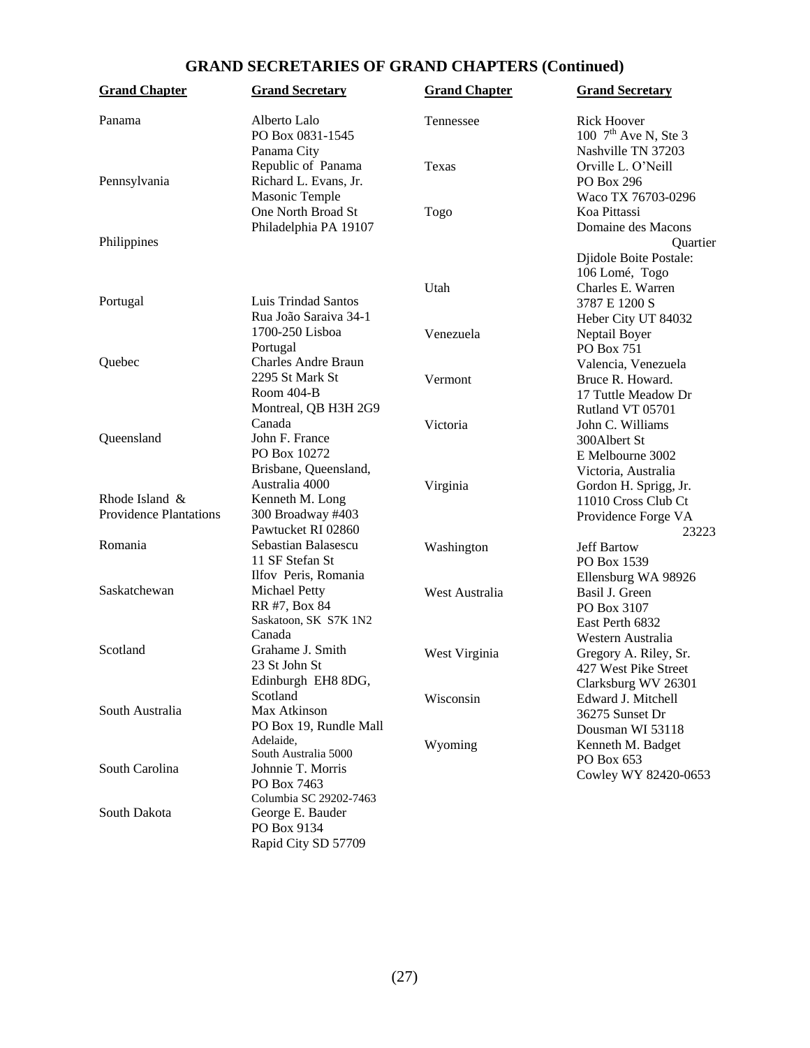## GRAND SECRETARIES OF GRAND CHAPTERS (Continued)

| Grand Chapter | Grand Secretary |
|---|---|
| Panama | Alberto Lalo<br>PO Box 0831-1545<br>Panama City<br>Republic of Panama |
| Pennsylvania | Richard L. Evans, Jr.<br>Masonic Temple<br>One North Broad St<br>Philadelphia PA 19107 |
| Philippines | |
| Portugal | Luis Trindad Santos<br>Rua João Saraiva 34-1<br>1700-250 Lisboa<br>Portugal |
| Quebec | Charles Andre Braun<br>2295 St Mark St<br>Room 404-B<br>Montreal, QB H3H 2G9<br>Canada |
| Queensland | John F. France<br>PO Box 10272<br>Brisbane, Queensland,<br>Australia 4000 |
| Rhode Island & Providence Plantations | Kenneth M. Long<br>300 Broadway #403<br>Pawtucket RI 02860 |
| Romania | Sebastian Balasescu<br>11 SF Stefan St<br>Ilfov Peris, Romania |
| Saskatchewan | Michael Petty<br>RR #7, Box 84<br>Saskatoon, SK S7K 1N2<br>Canada |
| Scotland | Grahame J. Smith<br>23 St John St<br>Edinburgh EH8 8DG,<br>Scotland |
| South Australia | Max Atkinson<br>PO Box 19, Rundle Mall<br>Adelaide,<br>South Australia 5000 |
| South Carolina | Johnnie T. Morris<br>PO Box 7463<br>Columbia SC 29202-7463 |
| South Dakota | George E. Bauder<br>PO Box 9134<br>Rapid City SD 57709 |
| Tennessee | Rick Hoover<br>100 7th Ave N, Ste 3<br>Nashville TN 37203 |
| Texas | Orville L. O'Neill<br>PO Box 296<br>Waco TX 76703-0296 |
| Togo | Koa Pittassi<br>Domaine des Macons<br>Quartier<br>Djidole Boite Postale:<br>106 Lomé, Togo |
| Utah | Charles E. Warren<br>3787 E 1200 S<br>Heber City UT 84032 |
| Venezuela | Neptail Boyer<br>PO Box 751<br>Valencia, Venezuela |
| Vermont | Bruce R. Howard.<br>17 Tuttle Meadow Dr<br>Rutland VT 05701 |
| Victoria | John C. Williams<br>300Albert St<br>E Melbourne 3002<br>Victoria, Australia |
| Virginia | Gordon H. Sprigg, Jr.<br>11010 Cross Club Ct<br>Providence Forge VA<br>23223 |
| Washington | Jeff Bartow<br>PO Box 1539<br>Ellensburg WA 98926 |
| West Australia | Basil J. Green<br>PO Box 3107<br>East Perth 6832<br>Western Australia |
| West Virginia | Gregory A. Riley, Sr.<br>427 West Pike Street<br>Clarksburg WV 26301 |
| Wisconsin | Edward J. Mitchell<br>36275 Sunset Dr<br>Dousman WI 53118 |
| Wyoming | Kenneth M. Badget<br>PO Box 653<br>Cowley WY 82420-0653 |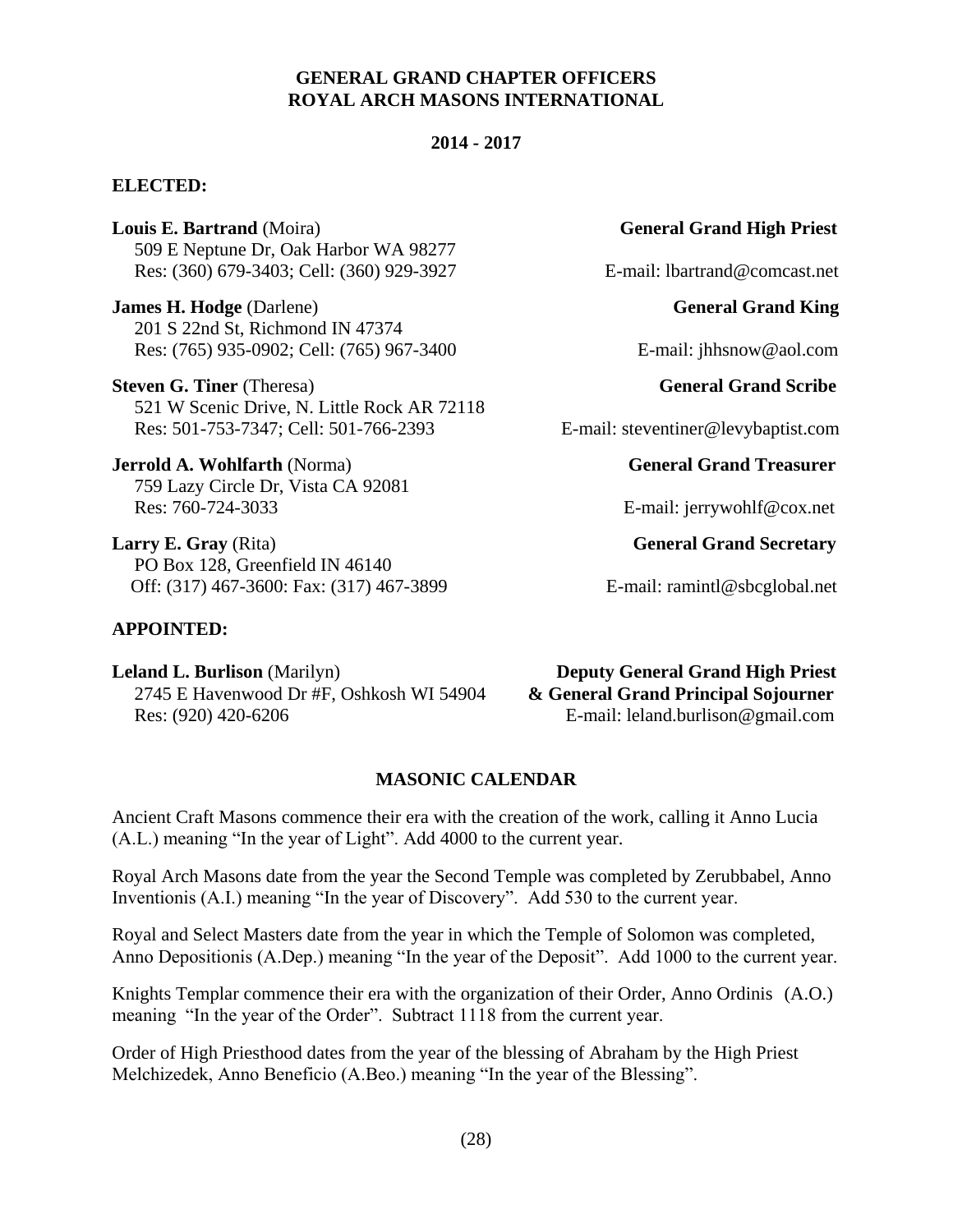## GENERAL GRAND CHAPTER OFFICERS
## ROYAL ARCH MASONS INTERNATIONAL

**2014 - 2017**

### ELECTED:

**Louis E. Bartrand** (Moira) — **General Grand High Priest**
509 E Neptune Dr, Oak Harbor WA 98277
Res: (360) 679-3403; Cell: (360) 929-3927
E-mail: lbartrand@comcast.net

**James H. Hodge** (Darlene) — **General Grand King**
201 S 22nd St, Richmond IN 47374
Res: (765) 935-0902; Cell: (765) 967-3400
E-mail: jhhsnow@aol.com

**Steven G. Tiner** (Theresa) — **General Grand Scribe**
521 W Scenic Drive, N. Little Rock AR 72118
Res: 501-753-7347; Cell: 501-766-2393
E-mail: steventiner@levybaptist.com

**Jerrold A. Wohlfarth** (Norma) — **General Grand Treasurer**
759 Lazy Circle Dr, Vista CA 92081
Res: 760-724-3033
E-mail: jerrywohlf@cox.net

**Larry E. Gray** (Rita) — **General Grand Secretary**
PO Box 128, Greenfield IN 46140
Off: (317) 467-3600: Fax: (317) 467-3899
E-mail: ramintl@sbcglobal.net

### APPOINTED:

**Leland L. Burlison** (Marilyn) — **Deputy General Grand High Priest & General Grand Principal Sojourner**
2745 E Havenwood Dr #F, Oshkosh WI 54904
Res: (920) 420-6206
E-mail: leland.burlison@gmail.com

## MASONIC CALENDAR

Ancient Craft Masons commence their era with the creation of the work, calling it Anno Lucia (A.L.) meaning "In the year of Light". Add 4000 to the current year.

Royal Arch Masons date from the year the Second Temple was completed by Zerubbabel, Anno Inventionis (A.I.) meaning "In the year of Discovery". Add 530 to the current year.

Royal and Select Masters date from the year in which the Temple of Solomon was completed, Anno Depositionis (A.Dep.) meaning "In the year of the Deposit". Add 1000 to the current year.

Knights Templar commence their era with the organization of their Order, Anno Ordinis (A.O.) meaning "In the year of the Order". Subtract 1118 from the current year.

Order of High Priesthood dates from the year of the blessing of Abraham by the High Priest Melchizedek, Anno Beneficio (A.Beo.) meaning "In the year of the Blessing".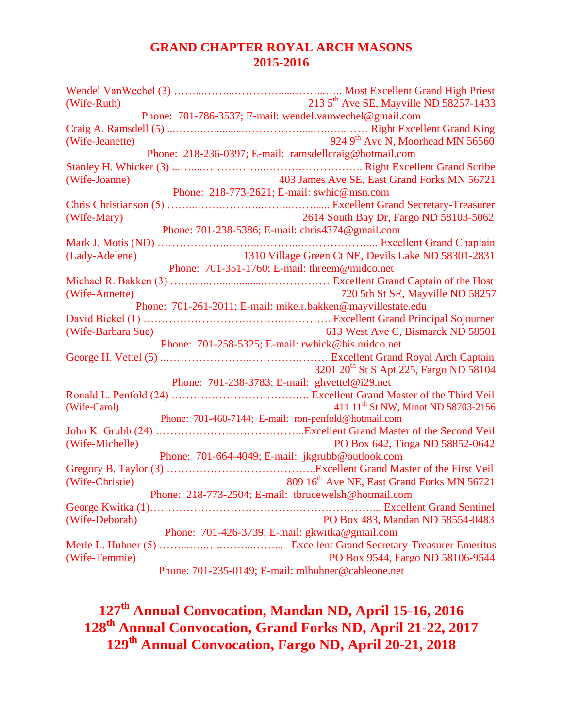# GRAND CHAPTER ROYAL ARCH MASONS
# 2015-2016

Wendel VanWechel (3) ……..……..…………......……..….. Most Excellent Grand High Priest
(Wife-Ruth) 213 5th Ave SE, Mayville ND 58257-1433
Phone: 701-786-3537; E-mail: wendel.vanwechel@gmail.com

Craig A. Ramsdell (5) ...……..….........……………......…..…..…… Right Excellent Grand King
(Wife-Jeanette) 924 9th Ave N, Moorhead MN 56560
Phone: 218-236-0397; E-mail: ramsdellcraig@hotmail.com

Stanley H. Whicker (3) ...…....……………...……….……………. Right Excellent Grand Scribe
(Wife-Joanne) 403 James Ave SE, East Grand Forks MN 56721
Phone: 218-773-2621; E-mail: swhic@msn.com

Chris Christianson (5) ……...……..………..……...…….... Excellent Grand Secretary-Treasurer
(Wife-Mary) 2614 South Bay Dr, Fargo ND 58103-5062
Phone: 701-238-5386; E-mail: chris4374@gmail.com

Mark J. Motis (ND) ………………..……...………...………………... Excellent Grand Chaplain
(Lady-Adelene) 1310 Village Green Ct NE, Devils Lake ND 58301-2831
Phone: 701-351-1760; E-mail: threem@midco.net

Michael R. Bakken (3) …….......…...............……………… Excellent Grand Captain of the Host
(Wife-Annette) 720 5th St SE, Mayville ND 58257
Phone: 701-261-2011; E-mail: mike.r.bakken@mayvillestate.edu

David Bickel (1) ……………………….………..…………. Excellent Grand Principal Sojourner
(Wife-Barbara Sue) 613 West Ave C, Bismarck ND 58501
Phone: 701-258-5325; E-mail: rwbick@bis.midco.net

George H. Vettel (5) ..…………………..……………..……. Excellent Grand Royal Arch Captain
3201 20th St S Apt 225, Fargo ND 58104
Phone: 701-238-3783; E-mail: ghvettel@i29.net

Ronald L. Penfold (24) ……………………………….…. Excellent Grand Master of the Third Veil
(Wife-Carol) 411 11th St NW, Minot ND 58703-2156
Phone: 701-460-7144; E-mail: ron-penfold@hotmail.com

John K. Grubb (24) …………………………………..Excellent Grand Master of the Second Veil
(Wife-Michelle) PO Box 642, Tioga ND 58852-0642
Phone: 701-664-4049; E-mail: jkgrubb@outlook.com

Gregory B. Taylor (3) …………………………………..Excellent Grand Master of the First Veil
(Wife-Christie) 809 16th Ave NE, East Grand Forks MN 56721
Phone: 218-773-2504; E-mail: tbrucewelsh@hotmail.com

George Kwitka (1)………………………………….…………………... Excellent Grand Sentinel
(Wife-Deborah) PO Box 483, Mandan ND 58554-0483
Phone: 701-426-3739; E-mail: gkwitka@gmail.com

Merle L. Huhner (5) ……...…..…..……...……... Excellent Grand Secretary-Treasurer Emeritus
(Wife-Temmie) PO Box 9544, Fargo ND 58106-9544
Phone: 701-235-0149; E-mail: mlhuhner@cableone.net

## 127th Annual Convocation, Mandan ND, April 15-16, 2016
## 128th Annual Convocation, Grand Forks ND, April 21-22, 2017
## 129th Annual Convocation, Fargo ND, April 20-21, 2018